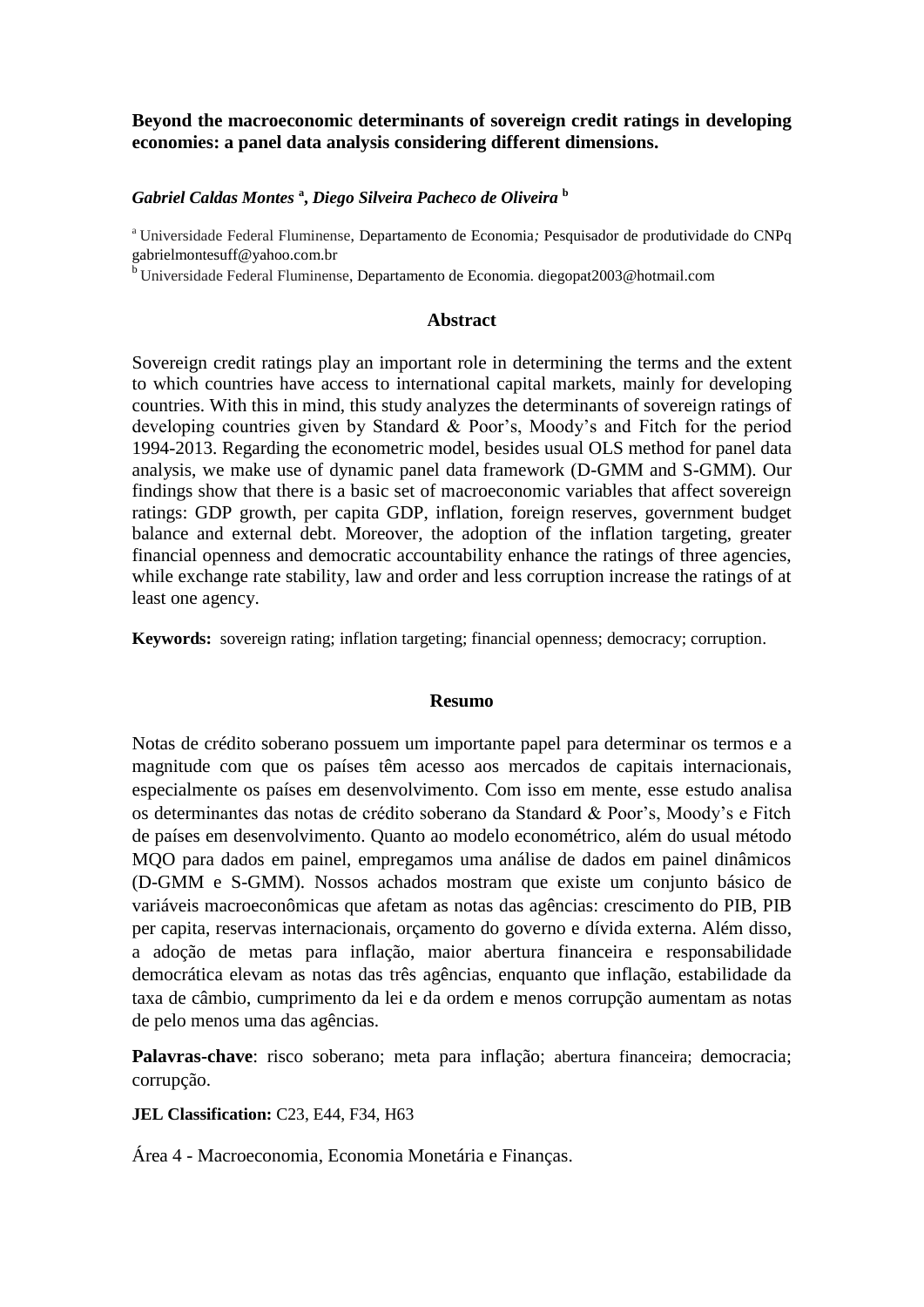**Beyond the macroeconomic determinants of sovereign credit ratings in developing economies: a panel data analysis considering different dimensions.**

***Gabriel Caldas Montes*** [a]***, Diego Silveira Pacheco de Oliveira*** [b]

[a] Universidade Federal Fluminense, Departamento de Economia*;* Pesquisador de produtividade do CNPq gabrielmontesuff@yahoo.com.br

[b] Universidade Federal Fluminense, Departamento de Economia. diegopat2003@hotmail.com

## Abstract

Sovereign credit ratings play an important role in determining the terms and the extent to which countries have access to international capital markets, mainly for developing countries. With this in mind, this study analyzes the determinants of sovereign ratings of developing countries given by Standard & Poor's, Moody's and Fitch for the period 1994-2013. Regarding the econometric model, besides usual OLS method for panel data analysis, we make use of dynamic panel data framework (D-GMM and S-GMM). Our findings show that there is a basic set of macroeconomic variables that affect sovereign ratings: GDP growth, per capita GDP, inflation, foreign reserves, government budget balance and external debt. Moreover, the adoption of the inflation targeting, greater financial openness and democratic accountability enhance the ratings of three agencies, while exchange rate stability, law and order and less corruption increase the ratings of at least one agency.

**Keywords:** sovereign rating; inflation targeting; financial openness; democracy; corruption.

## Resumo

Notas de crédito soberano possuem um importante papel para determinar os termos e a magnitude com que os países têm acesso aos mercados de capitais internacionais, especialmente os países em desenvolvimento. Com isso em mente, esse estudo analisa os determinantes das notas de crédito soberano da Standard & Poor's, Moody's e Fitch de países em desenvolvimento. Quanto ao modelo econométrico, além do usual método MQO para dados em painel, empregamos uma análise de dados em painel dinâmicos (D-GMM e S-GMM). Nossos achados mostram que existe um conjunto básico de variáveis macroeconômicas que afetam as notas das agências: crescimento do PIB, PIB per capita, reservas internacionais, orçamento do governo e dívida externa. Além disso, a adoção de metas para inflação, maior abertura financeira e responsabilidade democrática elevam as notas das três agências, enquanto que inflação, estabilidade da taxa de câmbio, cumprimento da lei e da ordem e menos corrupção aumentam as notas de pelo menos uma das agências.

**Palavras-chave**: risco soberano; meta para inflação; abertura financeira; democracia; corrupção.

**JEL Classification:** C23, E44, F34, H63

Área 4 - Macroeconomia, Economia Monetária e Finanças.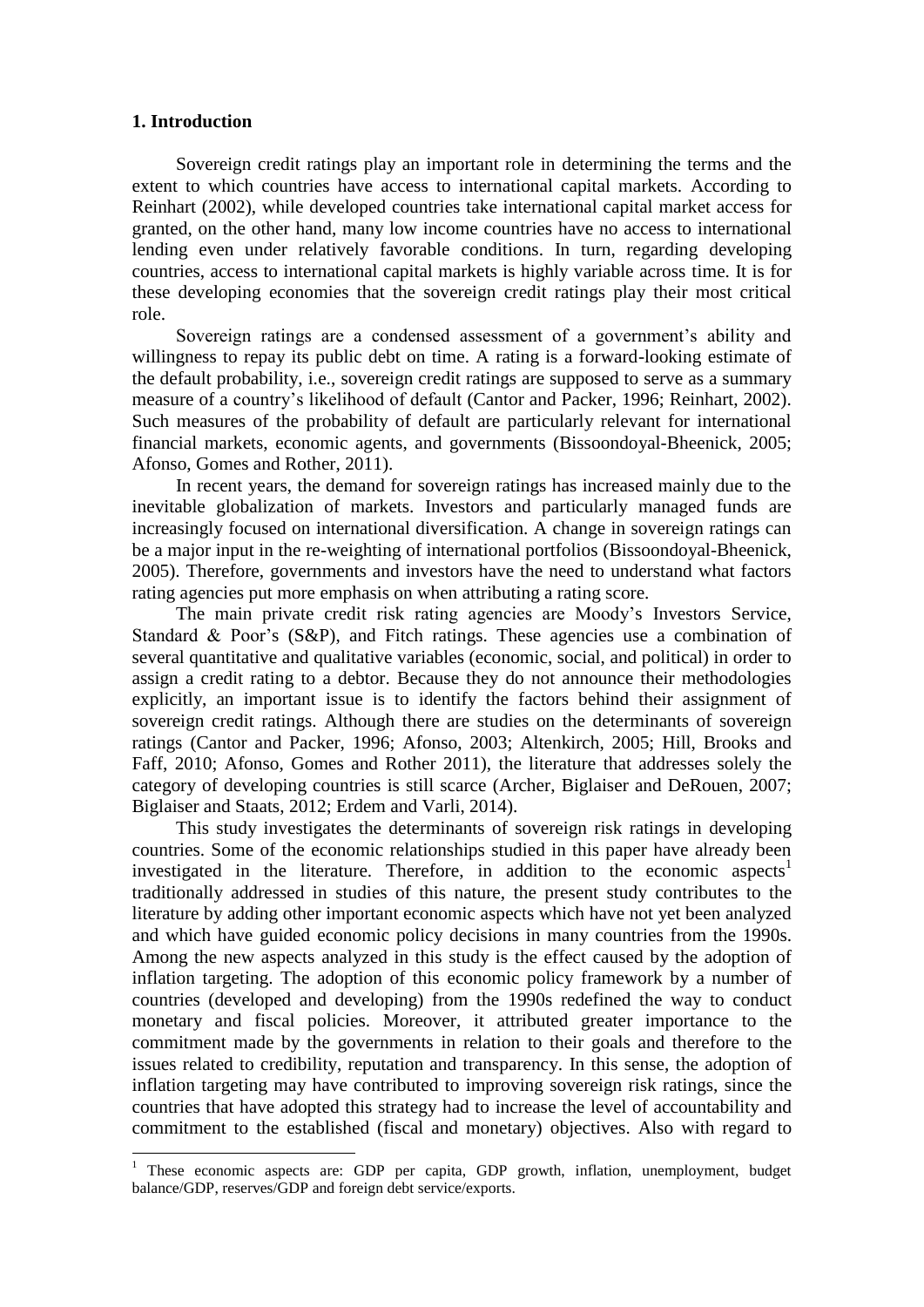## 1. Introduction

Sovereign credit ratings play an important role in determining the terms and the extent to which countries have access to international capital markets. According to Reinhart (2002), while developed countries take international capital market access for granted, on the other hand, many low income countries have no access to international lending even under relatively favorable conditions. In turn, regarding developing countries, access to international capital markets is highly variable across time. It is for these developing economies that the sovereign credit ratings play their most critical role.

Sovereign ratings are a condensed assessment of a government's ability and willingness to repay its public debt on time. A rating is a forward-looking estimate of the default probability, i.e., sovereign credit ratings are supposed to serve as a summary measure of a country's likelihood of default (Cantor and Packer, 1996; Reinhart, 2002). Such measures of the probability of default are particularly relevant for international financial markets, economic agents, and governments (Bissoondoyal-Bheenick, 2005; Afonso, Gomes and Rother, 2011).

In recent years, the demand for sovereign ratings has increased mainly due to the inevitable globalization of markets. Investors and particularly managed funds are increasingly focused on international diversification. A change in sovereign ratings can be a major input in the re-weighting of international portfolios (Bissoondoyal-Bheenick, 2005). Therefore, governments and investors have the need to understand what factors rating agencies put more emphasis on when attributing a rating score.

The main private credit risk rating agencies are Moody's Investors Service, Standard & Poor's (S&P), and Fitch ratings. These agencies use a combination of several quantitative and qualitative variables (economic, social, and political) in order to assign a credit rating to a debtor. Because they do not announce their methodologies explicitly, an important issue is to identify the factors behind their assignment of sovereign credit ratings. Although there are studies on the determinants of sovereign ratings (Cantor and Packer, 1996; Afonso, 2003; Altenkirch, 2005; Hill, Brooks and Faff, 2010; Afonso, Gomes and Rother 2011), the literature that addresses solely the category of developing countries is still scarce (Archer, Biglaiser and DeRouen, 2007; Biglaiser and Staats, 2012; Erdem and Varli, 2014).

This study investigates the determinants of sovereign risk ratings in developing countries. Some of the economic relationships studied in this paper have already been investigated in the literature. Therefore, in addition to the economic aspects[1] traditionally addressed in studies of this nature, the present study contributes to the literature by adding other important economic aspects which have not yet been analyzed and which have guided economic policy decisions in many countries from the 1990s. Among the new aspects analyzed in this study is the effect caused by the adoption of inflation targeting. The adoption of this economic policy framework by a number of countries (developed and developing) from the 1990s redefined the way to conduct monetary and fiscal policies. Moreover, it attributed greater importance to the commitment made by the governments in relation to their goals and therefore to the issues related to credibility, reputation and transparency. In this sense, the adoption of inflation targeting may have contributed to improving sovereign risk ratings, since the countries that have adopted this strategy had to increase the level of accountability and commitment to the established (fiscal and monetary) objectives. Also with regard to

[1] These economic aspects are: GDP per capita, GDP growth, inflation, unemployment, budget balance/GDP, reserves/GDP and foreign debt service/exports.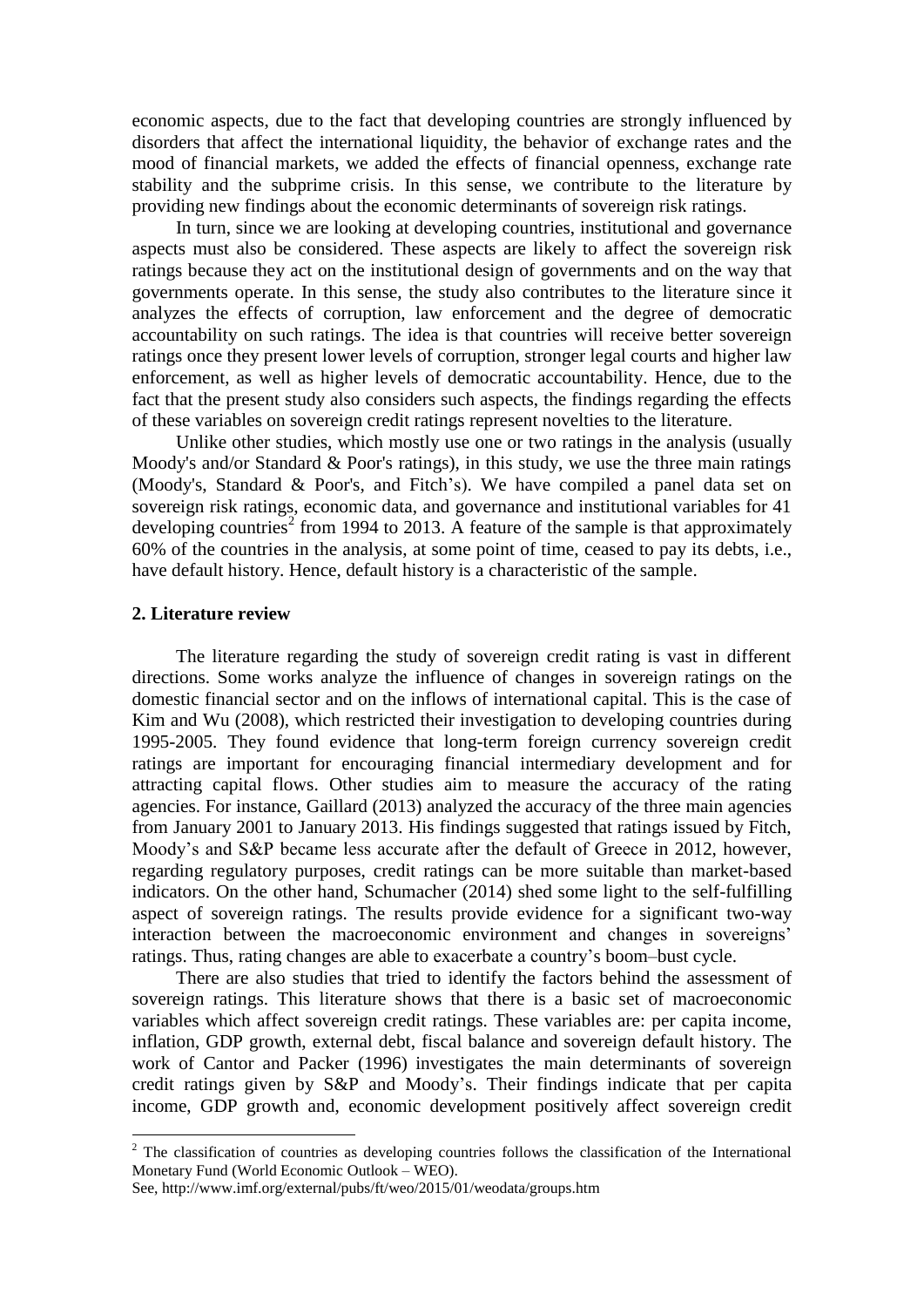economic aspects, due to the fact that developing countries are strongly influenced by disorders that affect the international liquidity, the behavior of exchange rates and the mood of financial markets, we added the effects of financial openness, exchange rate stability and the subprime crisis. In this sense, we contribute to the literature by providing new findings about the economic determinants of sovereign risk ratings.

In turn, since we are looking at developing countries, institutional and governance aspects must also be considered. These aspects are likely to affect the sovereign risk ratings because they act on the institutional design of governments and on the way that governments operate. In this sense, the study also contributes to the literature since it analyzes the effects of corruption, law enforcement and the degree of democratic accountability on such ratings. The idea is that countries will receive better sovereign ratings once they present lower levels of corruption, stronger legal courts and higher law enforcement, as well as higher levels of democratic accountability. Hence, due to the fact that the present study also considers such aspects, the findings regarding the effects of these variables on sovereign credit ratings represent novelties to the literature.

Unlike other studies, which mostly use one or two ratings in the analysis (usually Moody's and/or Standard & Poor's ratings), in this study, we use the three main ratings (Moody's, Standard & Poor's, and Fitch's). We have compiled a panel data set on sovereign risk ratings, economic data, and governance and institutional variables for 41 developing countries[2] from 1994 to 2013. A feature of the sample is that approximately 60% of the countries in the analysis, at some point of time, ceased to pay its debts, i.e., have default history. Hence, default history is a characteristic of the sample.

## 2. Literature review

The literature regarding the study of sovereign credit rating is vast in different directions. Some works analyze the influence of changes in sovereign ratings on the domestic financial sector and on the inflows of international capital. This is the case of Kim and Wu (2008), which restricted their investigation to developing countries during 1995-2005. They found evidence that long-term foreign currency sovereign credit ratings are important for encouraging financial intermediary development and for attracting capital flows. Other studies aim to measure the accuracy of the rating agencies. For instance, Gaillard (2013) analyzed the accuracy of the three main agencies from January 2001 to January 2013. His findings suggested that ratings issued by Fitch, Moody's and S&P became less accurate after the default of Greece in 2012, however, regarding regulatory purposes, credit ratings can be more suitable than market-based indicators. On the other hand, Schumacher (2014) shed some light to the self-fulfilling aspect of sovereign ratings. The results provide evidence for a significant two-way interaction between the macroeconomic environment and changes in sovereigns' ratings. Thus, rating changes are able to exacerbate a country's boom–bust cycle.

There are also studies that tried to identify the factors behind the assessment of sovereign ratings. This literature shows that there is a basic set of macroeconomic variables which affect sovereign credit ratings. These variables are: per capita income, inflation, GDP growth, external debt, fiscal balance and sovereign default history. The work of Cantor and Packer (1996) investigates the main determinants of sovereign credit ratings given by S&P and Moody's. Their findings indicate that per capita income, GDP growth and, economic development positively affect sovereign credit

[2] The classification of countries as developing countries follows the classification of the International Monetary Fund (World Economic Outlook – WEO).
See, http://www.imf.org/external/pubs/ft/weo/2015/01/weodata/groups.htm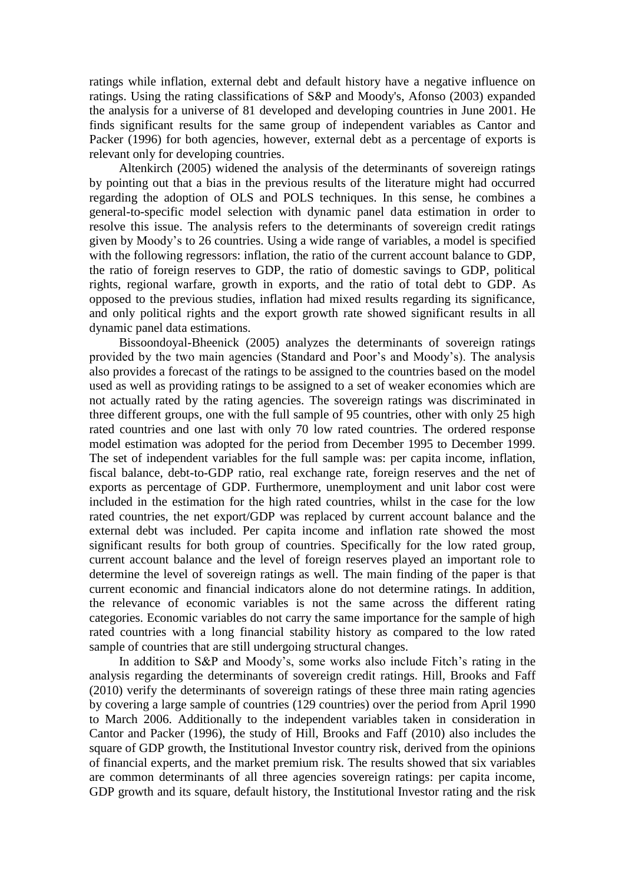ratings while inflation, external debt and default history have a negative influence on ratings. Using the rating classifications of S&P and Moody's, Afonso (2003) expanded the analysis for a universe of 81 developed and developing countries in June 2001. He finds significant results for the same group of independent variables as Cantor and Packer (1996) for both agencies, however, external debt as a percentage of exports is relevant only for developing countries.

Altenkirch (2005) widened the analysis of the determinants of sovereign ratings by pointing out that a bias in the previous results of the literature might had occurred regarding the adoption of OLS and POLS techniques. In this sense, he combines a general-to-specific model selection with dynamic panel data estimation in order to resolve this issue. The analysis refers to the determinants of sovereign credit ratings given by Moody's to 26 countries. Using a wide range of variables, a model is specified with the following regressors: inflation, the ratio of the current account balance to GDP, the ratio of foreign reserves to GDP, the ratio of domestic savings to GDP, political rights, regional warfare, growth in exports, and the ratio of total debt to GDP. As opposed to the previous studies, inflation had mixed results regarding its significance, and only political rights and the export growth rate showed significant results in all dynamic panel data estimations.

Bissoondoyal-Bheenick (2005) analyzes the determinants of sovereign ratings provided by the two main agencies (Standard and Poor's and Moody's). The analysis also provides a forecast of the ratings to be assigned to the countries based on the model used as well as providing ratings to be assigned to a set of weaker economies which are not actually rated by the rating agencies. The sovereign ratings was discriminated in three different groups, one with the full sample of 95 countries, other with only 25 high rated countries and one last with only 70 low rated countries. The ordered response model estimation was adopted for the period from December 1995 to December 1999. The set of independent variables for the full sample was: per capita income, inflation, fiscal balance, debt-to-GDP ratio, real exchange rate, foreign reserves and the net of exports as percentage of GDP. Furthermore, unemployment and unit labor cost were included in the estimation for the high rated countries, whilst in the case for the low rated countries, the net export/GDP was replaced by current account balance and the external debt was included. Per capita income and inflation rate showed the most significant results for both group of countries. Specifically for the low rated group, current account balance and the level of foreign reserves played an important role to determine the level of sovereign ratings as well. The main finding of the paper is that current economic and financial indicators alone do not determine ratings. In addition, the relevance of economic variables is not the same across the different rating categories. Economic variables do not carry the same importance for the sample of high rated countries with a long financial stability history as compared to the low rated sample of countries that are still undergoing structural changes.

In addition to S&P and Moody's, some works also include Fitch's rating in the analysis regarding the determinants of sovereign credit ratings. Hill, Brooks and Faff (2010) verify the determinants of sovereign ratings of these three main rating agencies by covering a large sample of countries (129 countries) over the period from April 1990 to March 2006. Additionally to the independent variables taken in consideration in Cantor and Packer (1996), the study of Hill, Brooks and Faff (2010) also includes the square of GDP growth, the Institutional Investor country risk, derived from the opinions of financial experts, and the market premium risk. The results showed that six variables are common determinants of all three agencies sovereign ratings: per capita income, GDP growth and its square, default history, the Institutional Investor rating and the risk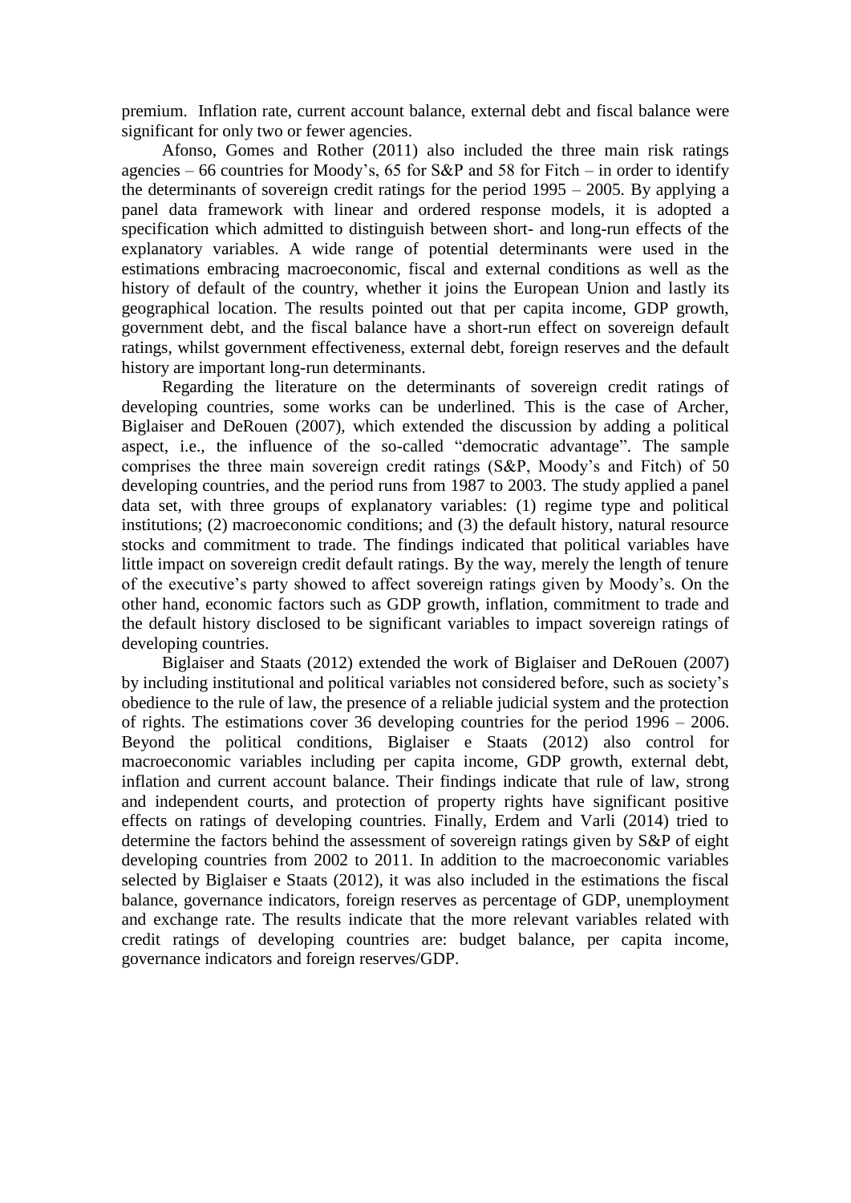premium. Inflation rate, current account balance, external debt and fiscal balance were significant for only two or fewer agencies.

Afonso, Gomes and Rother (2011) also included the three main risk ratings agencies – 66 countries for Moody's, 65 for S&P and 58 for Fitch – in order to identify the determinants of sovereign credit ratings for the period 1995 – 2005. By applying a panel data framework with linear and ordered response models, it is adopted a specification which admitted to distinguish between short- and long-run effects of the explanatory variables. A wide range of potential determinants were used in the estimations embracing macroeconomic, fiscal and external conditions as well as the history of default of the country, whether it joins the European Union and lastly its geographical location. The results pointed out that per capita income, GDP growth, government debt, and the fiscal balance have a short-run effect on sovereign default ratings, whilst government effectiveness, external debt, foreign reserves and the default history are important long-run determinants.

Regarding the literature on the determinants of sovereign credit ratings of developing countries, some works can be underlined. This is the case of Archer, Biglaiser and DeRouen (2007), which extended the discussion by adding a political aspect, i.e., the influence of the so-called "democratic advantage". The sample comprises the three main sovereign credit ratings (S&P, Moody's and Fitch) of 50 developing countries, and the period runs from 1987 to 2003. The study applied a panel data set, with three groups of explanatory variables: (1) regime type and political institutions; (2) macroeconomic conditions; and (3) the default history, natural resource stocks and commitment to trade. The findings indicated that political variables have little impact on sovereign credit default ratings. By the way, merely the length of tenure of the executive's party showed to affect sovereign ratings given by Moody's. On the other hand, economic factors such as GDP growth, inflation, commitment to trade and the default history disclosed to be significant variables to impact sovereign ratings of developing countries.

Biglaiser and Staats (2012) extended the work of Biglaiser and DeRouen (2007) by including institutional and political variables not considered before, such as society's obedience to the rule of law, the presence of a reliable judicial system and the protection of rights. The estimations cover 36 developing countries for the period 1996 – 2006. Beyond the political conditions, Biglaiser e Staats (2012) also control for macroeconomic variables including per capita income, GDP growth, external debt, inflation and current account balance. Their findings indicate that rule of law, strong and independent courts, and protection of property rights have significant positive effects on ratings of developing countries. Finally, Erdem and Varli (2014) tried to determine the factors behind the assessment of sovereign ratings given by S&P of eight developing countries from 2002 to 2011. In addition to the macroeconomic variables selected by Biglaiser e Staats (2012), it was also included in the estimations the fiscal balance, governance indicators, foreign reserves as percentage of GDP, unemployment and exchange rate. The results indicate that the more relevant variables related with credit ratings of developing countries are: budget balance, per capita income, governance indicators and foreign reserves/GDP.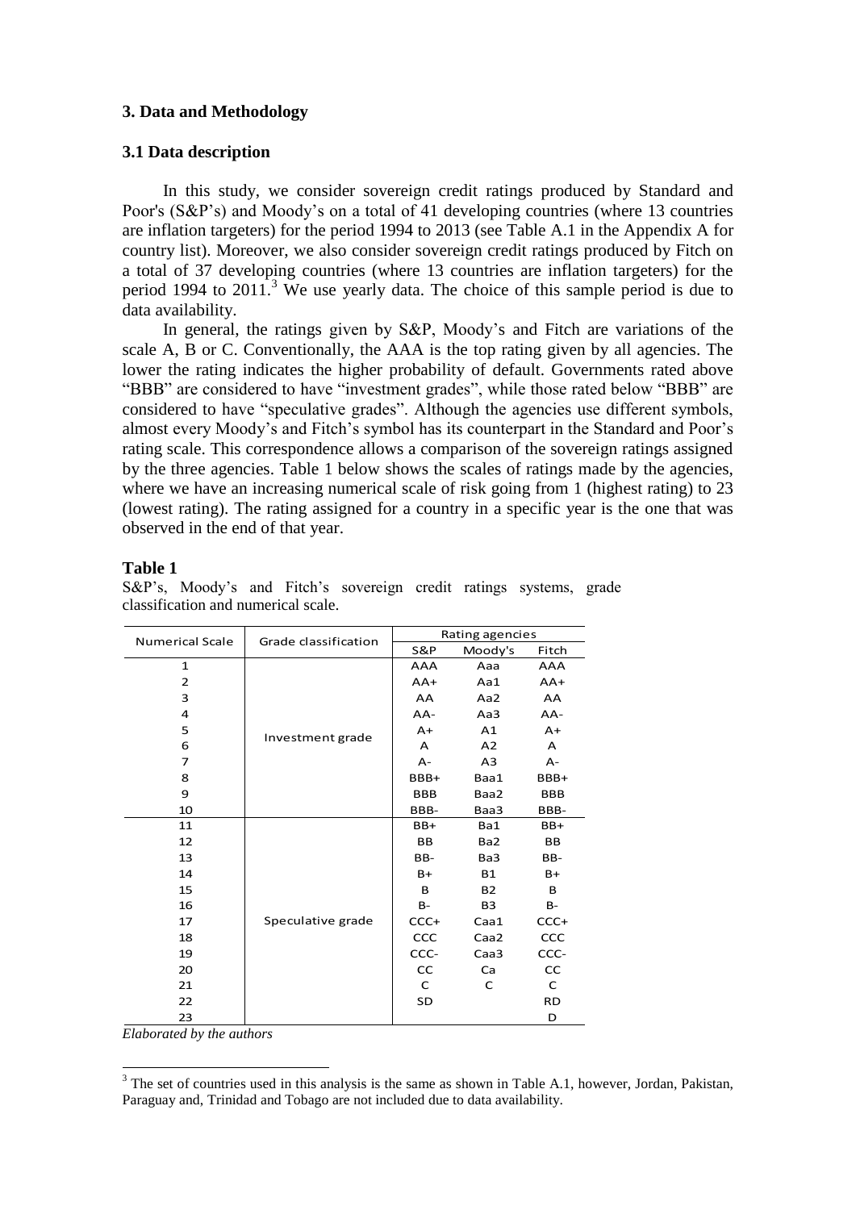## 3. Data and Methodology

### 3.1 Data description

In this study, we consider sovereign credit ratings produced by Standard and Poor's (S&P's) and Moody's on a total of 41 developing countries (where 13 countries are inflation targeters) for the period 1994 to 2013 (see Table A.1 in the Appendix A for country list). Moreover, we also consider sovereign credit ratings produced by Fitch on a total of 37 developing countries (where 13 countries are inflation targeters) for the period 1994 to 2011.[3] We use yearly data. The choice of this sample period is due to data availability.

In general, the ratings given by S&P, Moody's and Fitch are variations of the scale A, B or C. Conventionally, the AAA is the top rating given by all agencies. The lower the rating indicates the higher probability of default. Governments rated above "BBB" are considered to have "investment grades", while those rated below "BBB" are considered to have "speculative grades". Although the agencies use different symbols, almost every Moody's and Fitch's symbol has its counterpart in the Standard and Poor's rating scale. This correspondence allows a comparison of the sovereign ratings assigned by the three agencies. Table 1 below shows the scales of ratings made by the agencies, where we have an increasing numerical scale of risk going from 1 (highest rating) to 23 (lowest rating). The rating assigned for a country in a specific year is the one that was observed in the end of that year.

**Table 1**

S&P's, Moody's and Fitch's sovereign credit ratings systems, grade classification and numerical scale.

| Numerical Scale | Grade classification | Rating agencies | | |
|---|---|---|---|---|
| | | S&P | Moody's | Fitch |
| 1 | Investment grade | AAA | Aaa | AAA |
| 2 | | AA+ | Aa1 | AA+ |
| 3 | | AA | Aa2 | AA |
| 4 | | AA- | Aa3 | AA- |
| 5 | | A+ | A1 | A+ |
| 6 | | A | A2 | A |
| 7 | | A- | A3 | A- |
| 8 | | BBB+ | Baa1 | BBB+ |
| 9 | | BBB | Baa2 | BBB |
| 10 | | BBB- | Baa3 | BBB- |
| 11 | Speculative grade | BB+ | Ba1 | BB+ |
| 12 | | BB | Ba2 | BB |
| 13 | | BB- | Ba3 | BB- |
| 14 | | B+ | B1 | B+ |
| 15 | | B | B2 | B |
| 16 | | B- | B3 | B- |
| 17 | | CCC+ | Caa1 | CCC+ |
| 18 | | CCC | Caa2 | CCC |
| 19 | | CCC- | Caa3 | CCC- |
| 20 | | CC | Ca | CC |
| 21 | | C | C | C |
| 22 | | SD | | RD |
| 23 | | | | D |

*Elaborated by the authors*

[3] The set of countries used in this analysis is the same as shown in Table A.1, however, Jordan, Pakistan, Paraguay and, Trinidad and Tobago are not included due to data availability.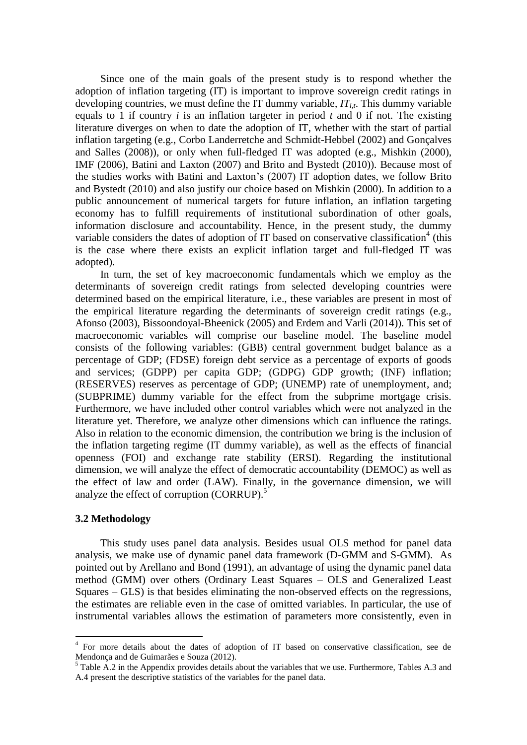Since one of the main goals of the present study is to respond whether the adoption of inflation targeting (IT) is important to improve sovereign credit ratings in developing countries, we must define the IT dummy variable, $IT_{i,t}$. This dummy variable equals to 1 if country $i$ is an inflation targeter in period $t$ and 0 if not. The existing literature diverges on when to date the adoption of IT, whether with the start of partial inflation targeting (e.g., Corbo Landerretche and Schmidt-Hebbel (2002) and Gonçalves and Salles (2008)), or only when full-fledged IT was adopted (e.g., Mishkin (2000), IMF (2006), Batini and Laxton (2007) and Brito and Bystedt (2010)). Because most of the studies works with Batini and Laxton's (2007) IT adoption dates, we follow Brito and Bystedt (2010) and also justify our choice based on Mishkin (2000). In addition to a public announcement of numerical targets for future inflation, an inflation targeting economy has to fulfill requirements of institutional subordination of other goals, information disclosure and accountability. Hence, in the present study, the dummy variable considers the dates of adoption of IT based on conservative classification[4] (this is the case where there exists an explicit inflation target and full-fledged IT was adopted).

In turn, the set of key macroeconomic fundamentals which we employ as the determinants of sovereign credit ratings from selected developing countries were determined based on the empirical literature, i.e., these variables are present in most of the empirical literature regarding the determinants of sovereign credit ratings (e.g., Afonso (2003), Bissoondoyal-Bheenick (2005) and Erdem and Varli (2014)). This set of macroeconomic variables will comprise our baseline model. The baseline model consists of the following variables: (GBB) central government budget balance as a percentage of GDP; (FDSE) foreign debt service as a percentage of exports of goods and services; (GDPP) per capita GDP; (GDPG) GDP growth; (INF) inflation; (RESERVES) reserves as percentage of GDP; (UNEMP) rate of unemployment, and; (SUBPRIME) dummy variable for the effect from the subprime mortgage crisis. Furthermore, we have included other control variables which were not analyzed in the literature yet. Therefore, we analyze other dimensions which can influence the ratings. Also in relation to the economic dimension, the contribution we bring is the inclusion of the inflation targeting regime (IT dummy variable), as well as the effects of financial openness (FOI) and exchange rate stability (ERSI). Regarding the institutional dimension, we will analyze the effect of democratic accountability (DEMOC) as well as the effect of law and order (LAW). Finally, in the governance dimension, we will analyze the effect of corruption (CORRUP).[5]

### 3.2 Methodology

This study uses panel data analysis. Besides usual OLS method for panel data analysis, we make use of dynamic panel data framework (D-GMM and S-GMM). As pointed out by Arellano and Bond (1991), an advantage of using the dynamic panel data method (GMM) over others (Ordinary Least Squares – OLS and Generalized Least Squares – GLS) is that besides eliminating the non-observed effects on the regressions, the estimates are reliable even in the case of omitted variables. In particular, the use of instrumental variables allows the estimation of parameters more consistently, even in

---

[4] For more details about the dates of adoption of IT based on conservative classification, see de Mendonça and de Guimarães e Souza (2012).

[5] Table A.2 in the Appendix provides details about the variables that we use. Furthermore, Tables A.3 and A.4 present the descriptive statistics of the variables for the panel data.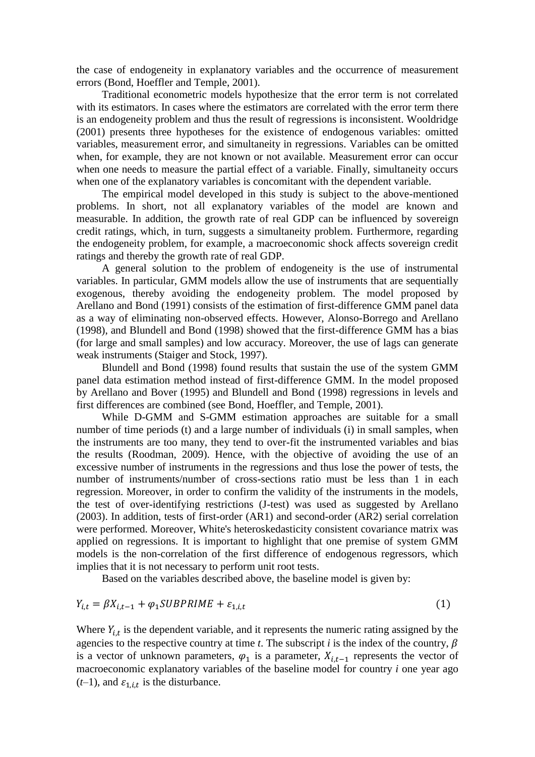the case of endogeneity in explanatory variables and the occurrence of measurement errors (Bond, Hoeffler and Temple, 2001).

Traditional econometric models hypothesize that the error term is not correlated with its estimators. In cases where the estimators are correlated with the error term there is an endogeneity problem and thus the result of regressions is inconsistent. Wooldridge (2001) presents three hypotheses for the existence of endogenous variables: omitted variables, measurement error, and simultaneity in regressions. Variables can be omitted when, for example, they are not known or not available. Measurement error can occur when one needs to measure the partial effect of a variable. Finally, simultaneity occurs when one of the explanatory variables is concomitant with the dependent variable.

The empirical model developed in this study is subject to the above-mentioned problems. In short, not all explanatory variables of the model are known and measurable. In addition, the growth rate of real GDP can be influenced by sovereign credit ratings, which, in turn, suggests a simultaneity problem. Furthermore, regarding the endogeneity problem, for example, a macroeconomic shock affects sovereign credit ratings and thereby the growth rate of real GDP.

A general solution to the problem of endogeneity is the use of instrumental variables. In particular, GMM models allow the use of instruments that are sequentially exogenous, thereby avoiding the endogeneity problem. The model proposed by Arellano and Bond (1991) consists of the estimation of first-difference GMM panel data as a way of eliminating non-observed effects. However, Alonso-Borrego and Arellano (1998), and Blundell and Bond (1998) showed that the first-difference GMM has a bias (for large and small samples) and low accuracy. Moreover, the use of lags can generate weak instruments (Staiger and Stock, 1997).

Blundell and Bond (1998) found results that sustain the use of the system GMM panel data estimation method instead of first-difference GMM. In the model proposed by Arellano and Bover (1995) and Blundell and Bond (1998) regressions in levels and first differences are combined (see Bond, Hoeffler, and Temple, 2001).

While D-GMM and S-GMM estimation approaches are suitable for a small number of time periods (t) and a large number of individuals (i) in small samples, when the instruments are too many, they tend to over-fit the instrumented variables and bias the results (Roodman, 2009). Hence, with the objective of avoiding the use of an excessive number of instruments in the regressions and thus lose the power of tests, the number of instruments/number of cross-sections ratio must be less than 1 in each regression. Moreover, in order to confirm the validity of the instruments in the models, the test of over-identifying restrictions (J-test) was used as suggested by Arellano (2003). In addition, tests of first-order (AR1) and second-order (AR2) serial correlation were performed. Moreover, White's heteroskedasticity consistent covariance matrix was applied on regressions. It is important to highlight that one premise of system GMM models is the non-correlation of the first difference of endogenous regressors, which implies that it is not necessary to perform unit root tests.

Based on the variables described above, the baseline model is given by:

$$Y_{i,t} = \beta X_{i,t-1} + \varphi_1 SUBPRIME + \varepsilon_{1,i,t} \tag{1}$$

Where $Y_{i,t}$ is the dependent variable, and it represents the numeric rating assigned by the agencies to the respective country at time *t*. The subscript *i* is the index of the country, $\beta$ is a vector of unknown parameters, $\varphi_1$ is a parameter, $X_{i,t-1}$ represents the vector of macroeconomic explanatory variables of the baseline model for country *i* one year ago ($t$–1), and $\varepsilon_{1,i,t}$ is the disturbance.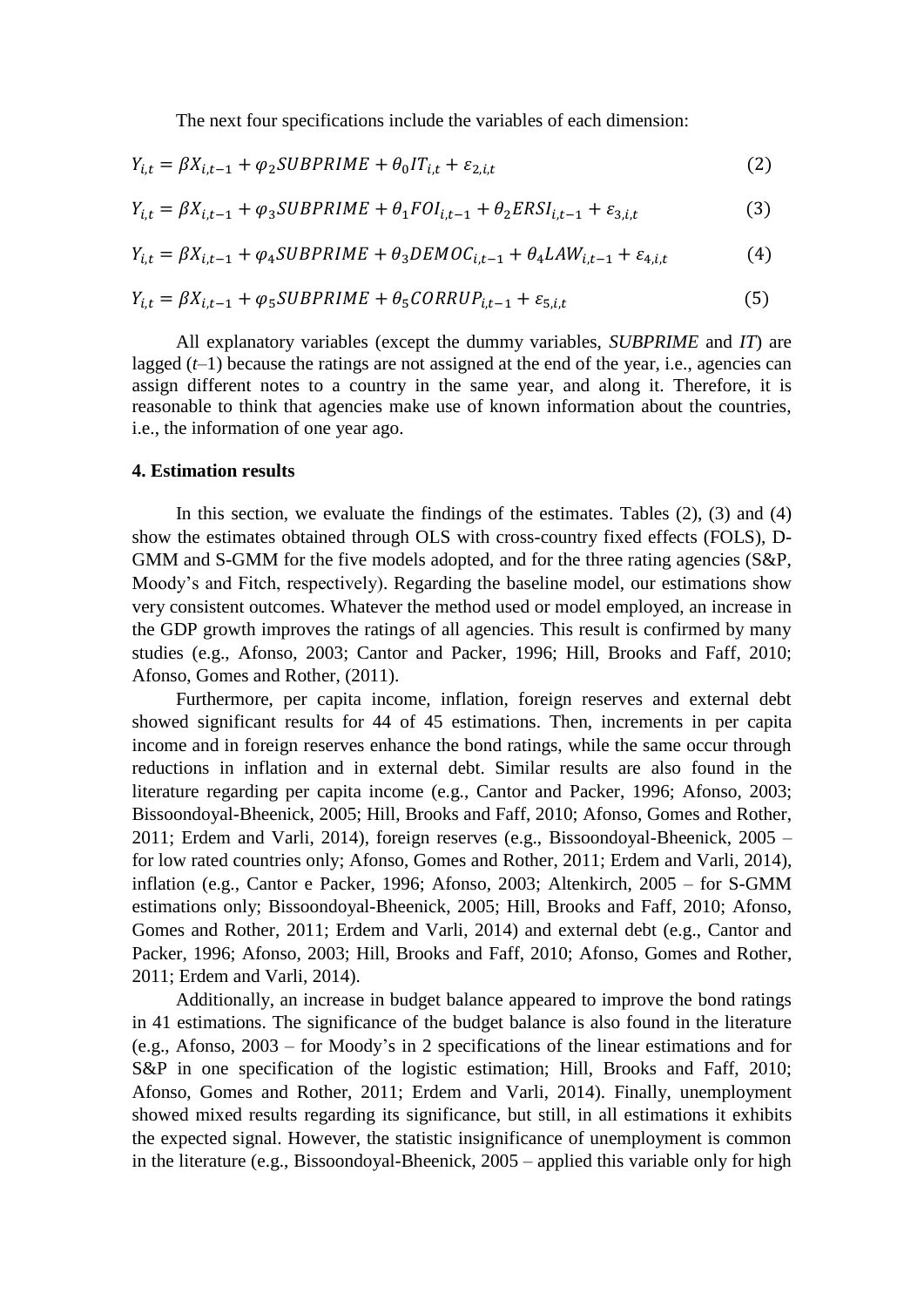The next four specifications include the variables of each dimension:

$$Y_{i,t} = \beta X_{i,t-1} + \varphi_2 SUBPRIME + \theta_0 IT_{i,t} + \varepsilon_{2,i,t} \tag{2}$$

$$Y_{i,t} = \beta X_{i,t-1} + \varphi_3 SUBPRIME + \theta_1 FOI_{i,t-1} + \theta_2 ERSI_{i,t-1} + \varepsilon_{3,i,t} \tag{3}$$

$$Y_{i,t} = \beta X_{i,t-1} + \varphi_4 SUBPRIME + \theta_3 DEMOC_{i,t-1} + \theta_4 LAW_{i,t-1} + \varepsilon_{4,i,t} \tag{4}$$

$$Y_{i,t} = \beta X_{i,t-1} + \varphi_5 SUBPRIME + \theta_5 CORRUP_{i,t-1} + \varepsilon_{5,i,t} \tag{5}$$

All explanatory variables (except the dummy variables, *SUBPRIME* and *IT*) are lagged ($t$–1) because the ratings are not assigned at the end of the year, i.e., agencies can assign different notes to a country in the same year, and along it. Therefore, it is reasonable to think that agencies make use of known information about the countries, i.e., the information of one year ago.

## 4. Estimation results

In this section, we evaluate the findings of the estimates. Tables (2), (3) and (4) show the estimates obtained through OLS with cross-country fixed effects (FOLS), D-GMM and S-GMM for the five models adopted, and for the three rating agencies (S&P, Moody's and Fitch, respectively). Regarding the baseline model, our estimations show very consistent outcomes. Whatever the method used or model employed, an increase in the GDP growth improves the ratings of all agencies. This result is confirmed by many studies (e.g., Afonso, 2003; Cantor and Packer, 1996; Hill, Brooks and Faff, 2010; Afonso, Gomes and Rother, (2011).

Furthermore, per capita income, inflation, foreign reserves and external debt showed significant results for 44 of 45 estimations. Then, increments in per capita income and in foreign reserves enhance the bond ratings, while the same occur through reductions in inflation and in external debt. Similar results are also found in the literature regarding per capita income (e.g., Cantor and Packer, 1996; Afonso, 2003; Bissoondoyal-Bheenick, 2005; Hill, Brooks and Faff, 2010; Afonso, Gomes and Rother, 2011; Erdem and Varli, 2014), foreign reserves (e.g., Bissoondoyal-Bheenick, 2005 – for low rated countries only; Afonso, Gomes and Rother, 2011; Erdem and Varli, 2014), inflation (e.g., Cantor e Packer, 1996; Afonso, 2003; Altenkirch, 2005 – for S-GMM estimations only; Bissoondoyal-Bheenick, 2005; Hill, Brooks and Faff, 2010; Afonso, Gomes and Rother, 2011; Erdem and Varli, 2014) and external debt (e.g., Cantor and Packer, 1996; Afonso, 2003; Hill, Brooks and Faff, 2010; Afonso, Gomes and Rother, 2011; Erdem and Varli, 2014).

Additionally, an increase in budget balance appeared to improve the bond ratings in 41 estimations. The significance of the budget balance is also found in the literature (e.g., Afonso, 2003 – for Moody's in 2 specifications of the linear estimations and for S&P in one specification of the logistic estimation; Hill, Brooks and Faff, 2010; Afonso, Gomes and Rother, 2011; Erdem and Varli, 2014). Finally, unemployment showed mixed results regarding its significance, but still, in all estimations it exhibits the expected signal. However, the statistic insignificance of unemployment is common in the literature (e.g., Bissoondoyal-Bheenick, 2005 – applied this variable only for high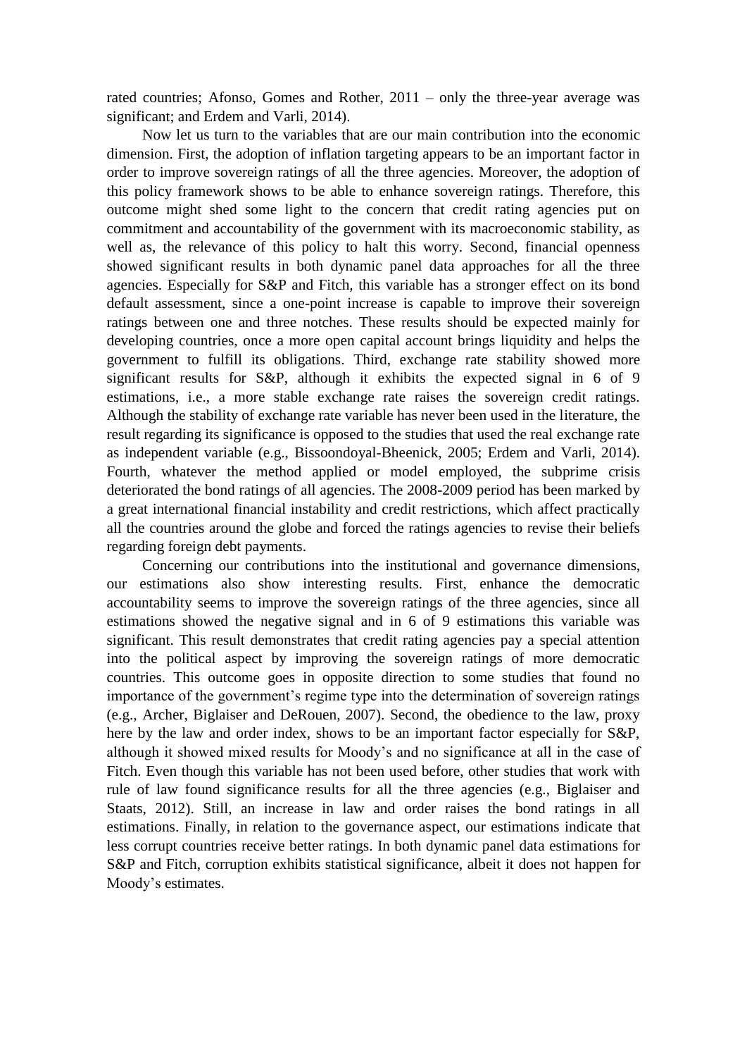rated countries; Afonso, Gomes and Rother, 2011 – only the three-year average was significant; and Erdem and Varli, 2014).

Now let us turn to the variables that are our main contribution into the economic dimension. First, the adoption of inflation targeting appears to be an important factor in order to improve sovereign ratings of all the three agencies. Moreover, the adoption of this policy framework shows to be able to enhance sovereign ratings. Therefore, this outcome might shed some light to the concern that credit rating agencies put on commitment and accountability of the government with its macroeconomic stability, as well as, the relevance of this policy to halt this worry. Second, financial openness showed significant results in both dynamic panel data approaches for all the three agencies. Especially for S&P and Fitch, this variable has a stronger effect on its bond default assessment, since a one-point increase is capable to improve their sovereign ratings between one and three notches. These results should be expected mainly for developing countries, once a more open capital account brings liquidity and helps the government to fulfill its obligations. Third, exchange rate stability showed more significant results for S&P, although it exhibits the expected signal in 6 of 9 estimations, i.e., a more stable exchange rate raises the sovereign credit ratings. Although the stability of exchange rate variable has never been used in the literature, the result regarding its significance is opposed to the studies that used the real exchange rate as independent variable (e.g., Bissoondoyal-Bheenick, 2005; Erdem and Varli, 2014). Fourth, whatever the method applied or model employed, the subprime crisis deteriorated the bond ratings of all agencies. The 2008-2009 period has been marked by a great international financial instability and credit restrictions, which affect practically all the countries around the globe and forced the ratings agencies to revise their beliefs regarding foreign debt payments.

Concerning our contributions into the institutional and governance dimensions, our estimations also show interesting results. First, enhance the democratic accountability seems to improve the sovereign ratings of the three agencies, since all estimations showed the negative signal and in 6 of 9 estimations this variable was significant. This result demonstrates that credit rating agencies pay a special attention into the political aspect by improving the sovereign ratings of more democratic countries. This outcome goes in opposite direction to some studies that found no importance of the government's regime type into the determination of sovereign ratings (e.g., Archer, Biglaiser and DeRouen, 2007). Second, the obedience to the law, proxy here by the law and order index, shows to be an important factor especially for S&P, although it showed mixed results for Moody's and no significance at all in the case of Fitch. Even though this variable has not been used before, other studies that work with rule of law found significance results for all the three agencies (e.g., Biglaiser and Staats, 2012). Still, an increase in law and order raises the bond ratings in all estimations. Finally, in relation to the governance aspect, our estimations indicate that less corrupt countries receive better ratings. In both dynamic panel data estimations for S&P and Fitch, corruption exhibits statistical significance, albeit it does not happen for Moody's estimates.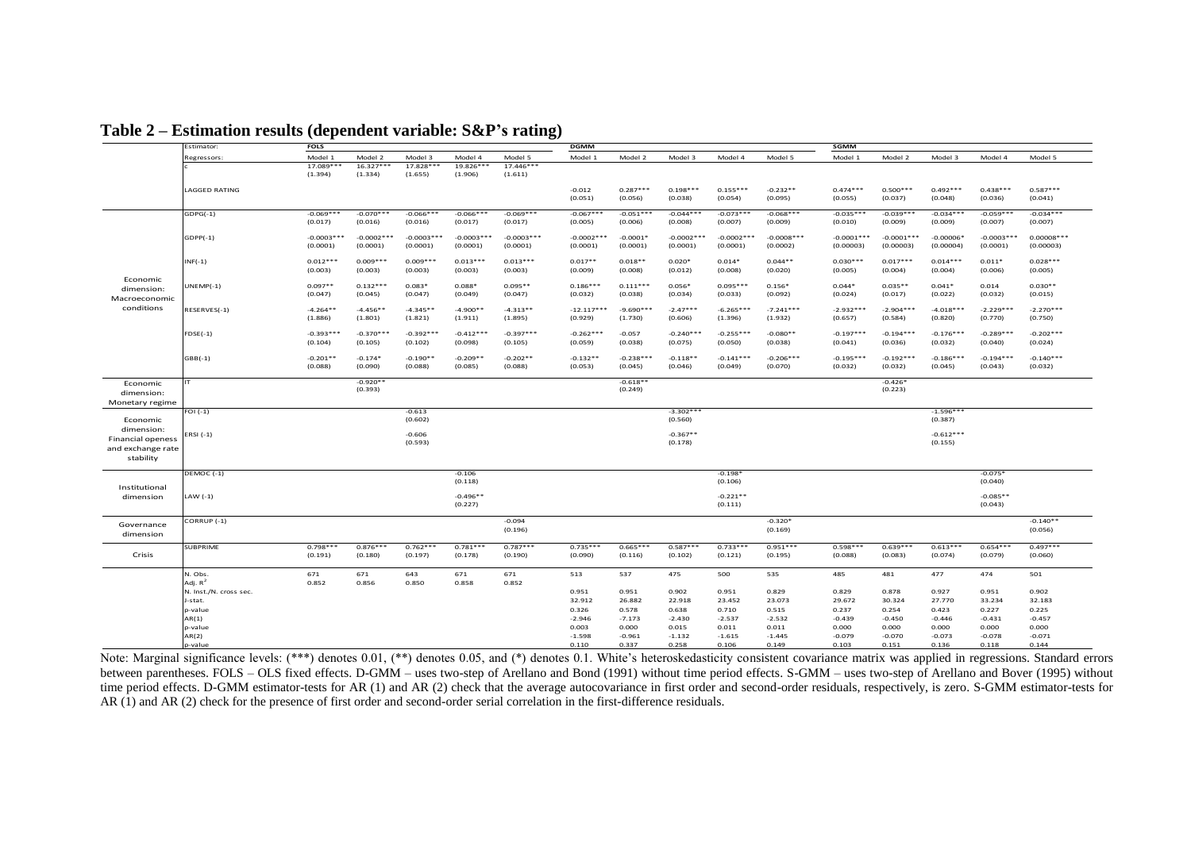**Table 2 – Estimation results (dependent variable: S&P's rating)**

| | Estimator: | FOLS | | | | | DGMM | | | | | SGMM | | | | |
|---|---|---|---|---|---|---|---|---|---|---|---|---|---|---|---|---|
| | Regressors: | Model 1 | Model 2 | Model 3 | Model 4 | Model 5 | Model 1 | Model 2 | Model 3 | Model 4 | Model 5 | Model 1 | Model 2 | Model 3 | Model 4 | Model 5 |
| | c | 17.089*** | 16.327*** | 17.828*** | 19.826*** | 17.446*** | | | | | | | | | | |
| | | (1.394) | (1.334) | (1.655) | (1.906) | (1.611) | | | | | | | | | | |
| | LAGGED RATING | | | | | | -0.012 | 0.287*** | 0.198*** | 0.155*** | -0.232** | 0.474*** | 0.500*** | 0.492*** | 0.438*** | 0.587*** |
| | | | | | | | (0.051) | (0.056) | (0.038) | (0.054) | (0.095) | (0.055) | (0.037) | (0.048) | (0.036) | (0.041) |
| Economic dimension: Macroeconomic conditions | GDPG(-1) | -0.069*** | -0.070*** | -0.066*** | -0.066*** | -0.069*** | -0.067*** | -0.051*** | -0.044*** | -0.073*** | -0.068*** | -0.035*** | -0.039*** | -0.034*** | -0.059*** | -0.034*** |
| | | (0.017) | (0.016) | (0.016) | (0.017) | (0.017) | (0.005) | (0.006) | (0.008) | (0.007) | (0.009) | (0.010) | (0.009) | (0.009) | (0.007) | (0.007) |
| | GDPP(-1) | -0.0003*** | -0.0002*** | -0.0003*** | -0.0003*** | -0.0003*** | -0.0002*** | -0.0001* | -0.0002*** | -0.0002*** | -0.0008*** | -0.0001*** | -0.0001*** | -0.00006* | -0.0003*** | 0.00008*** |
| | | (0.0001) | (0.0001) | (0.0001) | (0.0001) | (0.0001) | (0.0001) | (0.0001) | (0.0001) | (0.0001) | (0.0002) | (0.00003) | (0.00003) | (0.00004) | (0.0001) | (0.00003) |
| | INF(-1) | 0.012*** | 0.009*** | 0.009*** | 0.013*** | 0.013*** | 0.017** | 0.018** | 0.020* | 0.014* | 0.044** | 0.030*** | 0.017*** | 0.014*** | 0.011* | 0.028*** |
| | | (0.003) | (0.003) | (0.003) | (0.003) | (0.003) | (0.009) | (0.008) | (0.012) | (0.008) | (0.020) | (0.005) | (0.004) | (0.004) | (0.006) | (0.005) |
| | UNEMP(-1) | 0.097** | 0.132*** | 0.083* | 0.088* | 0.095** | 0.186*** | 0.111*** | 0.056* | 0.095*** | 0.156* | 0.044* | 0.035** | 0.041* | 0.014 | 0.030** |
| | | (0.047) | (0.045) | (0.047) | (0.049) | (0.047) | (0.032) | (0.038) | (0.034) | (0.033) | (0.092) | (0.024) | (0.017) | (0.022) | (0.032) | (0.015) |
| | RESERVES(-1) | -4.264** | -4.456** | -4.345** | -4.900** | -4.313** | -12.117*** | -9.690*** | -2.47*** | -6.265*** | -7.241*** | -2.932*** | -2.904*** | -4.018*** | -2.229*** | -2.270*** |
| | | (1.886) | (1.801) | (1.821) | (1.911) | (1.895) | (0.929) | (1.730) | (0.606) | (1.396) | (1.932) | (0.657) | (0.584) | (0.820) | (0.770) | (0.750) |
| | FDSE(-1) | -0.393*** | -0.370*** | -0.392*** | -0.412*** | -0.397*** | -0.262*** | -0.057 | -0.240*** | -0.255*** | -0.080** | -0.197*** | -0.194*** | -0.176*** | -0.289*** | -0.202*** |
| | | (0.104) | (0.105) | (0.102) | (0.098) | (0.105) | (0.059) | (0.038) | (0.075) | (0.050) | (0.038) | (0.041) | (0.036) | (0.032) | (0.040) | (0.024) |
| | GBB(-1) | -0.201** | -0.174* | -0.190** | -0.209** | -0.202** | -0.132** | -0.238*** | -0.118** | -0.141*** | -0.206*** | -0.195*** | -0.192*** | -0.186*** | -0.194*** | -0.140*** |
| | | (0.088) | (0.090) | (0.088) | (0.085) | (0.088) | (0.053) | (0.045) | (0.046) | (0.049) | (0.070) | (0.032) | (0.032) | (0.045) | (0.043) | (0.032) |
| Economic dimension: Monetary regime | IT | | -0.920** | | | | | -0.618** | | | | | -0.426* | | | |
| | | | (0.393) | | | | | (0.249) | | | | | (0.223) | | | |
| Economic dimension: Financial openess and exchange rate stability | FOI (-1) | | | -0.613 | | | | | -3.302*** | | | | | -1.596*** | | |
| | | | | (0.602) | | | | | (0.560) | | | | | (0.387) | | |
| | ERSI (-1) | | | -0.606 | | | | | -0.367** | | | | | -0.612*** | | |
| | | | | (0.593) | | | | | (0.178) | | | | | (0.155) | | |
| Institutional dimension | DEMOC (-1) | | | | -0.106 | | | | | -0.198* | | | | | -0.075* | |
| | | | | | (0.118) | | | | | (0.106) | | | | | (0.040) | |
| | LAW (-1) | | | | -0.496** | | | | | -0.221** | | | | | -0.085** | |
| | | | | | (0.227) | | | | | (0.111) | | | | | (0.043) | |
| Governance dimension | CORRUP (-1) | | | | | -0.094 | | | | | -0.320* | | | | | -0.140** |
| | | | | | | (0.196) | | | | | (0.169) | | | | | (0.056) |
| Crisis | SUBPRIME | 0.798*** | 0.876*** | 0.762*** | 0.781*** | 0.787*** | 0.735*** | 0.665*** | 0.587*** | 0.733*** | 0.951*** | 0.598*** | 0.639*** | 0.613*** | 0.654*** | 0.497*** |
| | | (0.191) | (0.180) | (0.197) | (0.178) | (0.190) | (0.090) | (0.116) | (0.102) | (0.121) | (0.195) | (0.088) | (0.083) | (0.074) | (0.079) | (0.060) |
| | N. Obs. | 671 | 671 | 643 | 671 | 671 | 513 | 537 | 475 | 500 | 535 | 485 | 481 | 477 | 474 | 501 |
| | Adj. $R^2$ | 0.852 | 0.856 | 0.850 | 0.858 | 0.852 | | | | | | | | | | |
| | N. Inst./N. cross sec. | | | | | | 0.951 | 0.951 | 0.902 | 0.951 | 0.829 | 0.829 | 0.878 | 0.927 | 0.951 | 0.902 |
| | J-stat. | | | | | | 32.912 | 26.882 | 22.918 | 23.452 | 23.073 | 29.672 | 30.324 | 27.770 | 33.234 | 32.183 |
| | p-value | | | | | | 0.326 | 0.578 | 0.638 | 0.710 | 0.515 | 0.237 | 0.254 | 0.423 | 0.227 | 0.225 |
| | AR(1) | | | | | | -2.946 | -7.173 | -2.430 | -2.537 | -2.532 | -0.439 | -0.450 | -0.446 | -0.431 | -0.457 |
| | p-value | | | | | | 0.003 | 0.000 | 0.015 | 0.011 | 0.011 | 0.000 | 0.000 | 0.000 | 0.000 | 0.000 |
| | AR(2) | | | | | | -1.598 | -0.961 | -1.132 | -1.615 | -1.445 | -0.079 | -0.070 | -0.073 | -0.078 | -0.071 |
| | p-value | | | | | | 0.110 | 0.337 | 0.258 | 0.106 | 0.149 | 0.103 | 0.151 | 0.136 | 0.118 | 0.144 |

Note: Marginal significance levels: (***) denotes 0.01, (**) denotes 0.05, and (*) denotes 0.1. White's heteroskedasticity consistent covariance matrix was applied in regressions. Standard errors between parentheses. FOLS – OLS fixed effects. D-GMM – uses two-step of Arellano and Bond (1991) without time period effects. S-GMM – uses two-step of Arellano and Bover (1995) without time period effects. D-GMM estimator-tests for AR (1) and AR (2) check that the average autocovariance in first order and second-order residuals, respectively, is zero. S-GMM estimator-tests for AR (1) and AR (2) check for the presence of first order and second-order serial correlation in the first-difference residuals.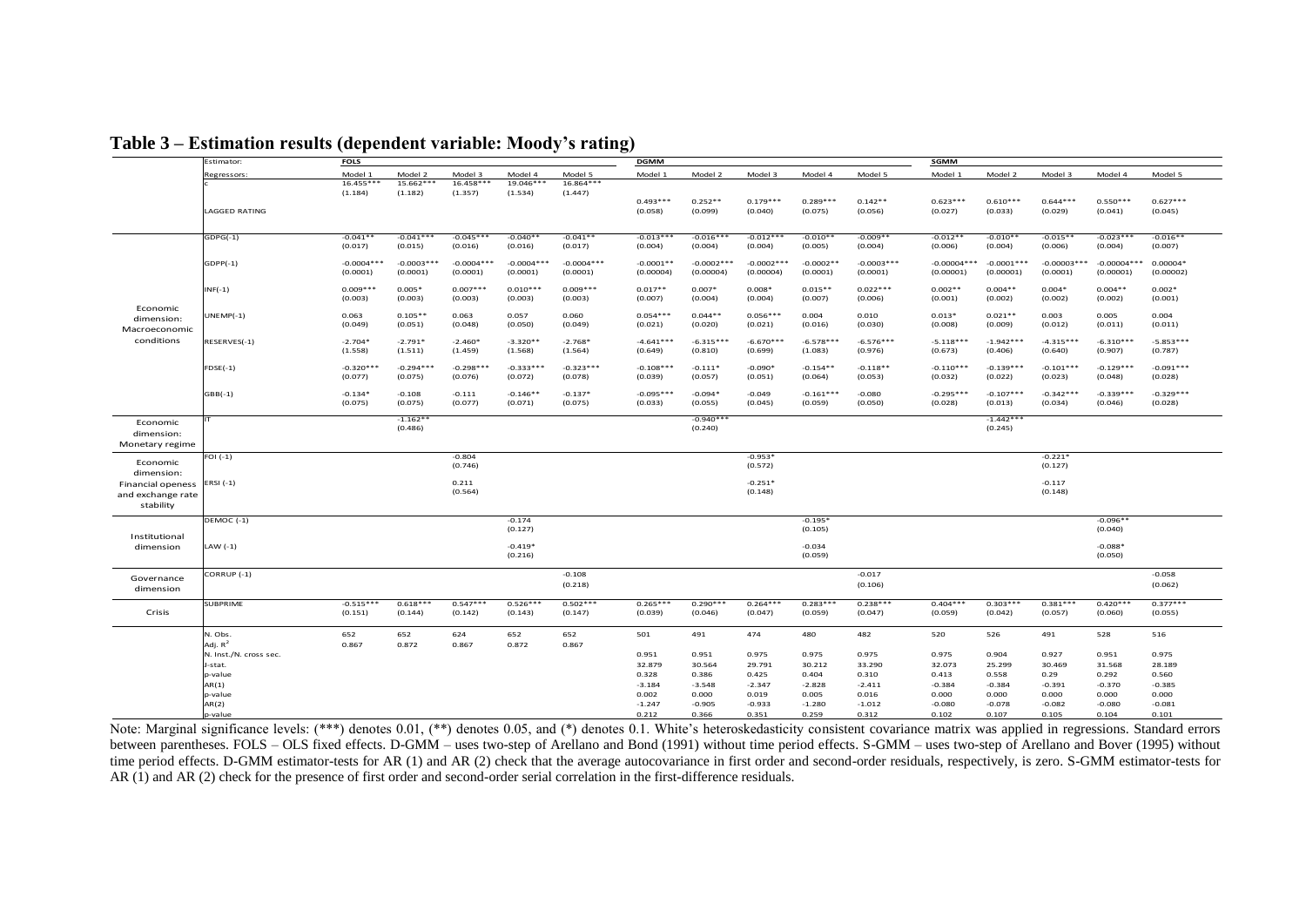## Table 3 – Estimation results (dependent variable: Moody's rating)

| | Estimator: | FOLS | | | | | DGMM | | | | | SGMM | | | | |
|---|---|---|---|---|---|---|---|---|---|---|---|---|---|---|---|---|
| | Regressors: | Model 1 | Model 2 | Model 3 | Model 4 | Model 5 | Model 1 | Model 2 | Model 3 | Model 4 | Model 5 | Model 1 | Model 2 | Model 3 | Model 4 | Model 5 |
| | c | 16.455*** | 15.662*** | 16.458*** | 19.046*** | 16.864*** | | | | | | | | | | |
| | | (1.184) | (1.182) | (1.357) | (1.534) | (1.447) | | | | | | | | | | |
| | LAGGED RATING | | | | | | 0.493*** | 0.252** | 0.179*** | 0.289*** | 0.142** | 0.623*** | 0.610*** | 0.644*** | 0.550*** | 0.627*** |
| | | | | | | | (0.058) | (0.099) | (0.040) | (0.075) | (0.056) | (0.027) | (0.033) | (0.029) | (0.041) | (0.045) |
| Economic dimension: Macroeconomic conditions | GDPG(-1) | -0.041** | -0.041*** | -0.045*** | -0.040** | -0.041** | -0.013*** | -0.016*** | -0.012*** | -0.010** | -0.009** | -0.012** | -0.010** | -0.015** | -0.023*** | -0.016** |
| | | (0.017) | (0.015) | (0.016) | (0.016) | (0.017) | (0.004) | (0.004) | (0.004) | (0.005) | (0.004) | (0.006) | (0.004) | (0.006) | (0.004) | (0.007) |
| | GDPP(-1) | -0.0004*** | -0.0003*** | -0.0004*** | -0.0004*** | -0.0004*** | -0.0001** | -0.0002*** | -0.0002*** | -0.0002** | -0.0003*** | -0.00004*** | -0.0001*** | -0.00003*** | -0.00004*** | 0.00004* |
| | | (0.0001) | (0.0001) | (0.0001) | (0.0001) | (0.0001) | (0.00004) | (0.00004) | (0.00004) | (0.0001) | (0.0001) | (0.00001) | (0.00001) | (0.0001) | (0.00001) | (0.00002) |
| | INF(-1) | 0.009*** | 0.005* | 0.007*** | 0.010*** | 0.009*** | 0.017** | 0.007* | 0.008* | 0.015** | 0.022*** | 0.002** | 0.004** | 0.004* | 0.004** | 0.002* |
| | | (0.003) | (0.003) | (0.003) | (0.003) | (0.003) | (0.007) | (0.004) | (0.004) | (0.007) | (0.006) | (0.001) | (0.002) | (0.002) | (0.002) | (0.001) |
| | UNEMP(-1) | 0.063 | 0.105** | 0.063 | 0.057 | 0.060 | 0.054*** | 0.044** | 0.056*** | 0.004 | 0.010 | 0.013* | 0.021** | 0.003 | 0.005 | 0.004 |
| | | (0.049) | (0.051) | (0.048) | (0.050) | (0.049) | (0.021) | (0.020) | (0.021) | (0.016) | (0.030) | (0.008) | (0.009) | (0.012) | (0.011) | (0.011) |
| | RESERVES(-1) | -2.704* | -2.791* | -2.460* | -3.320** | -2.768* | -4.641*** | -6.315*** | -6.670*** | -6.578*** | -6.576*** | -5.118*** | -1.942*** | -4.315*** | -6.310*** | -5.853*** |
| | | (1.558) | (1.511) | (1.459) | (1.568) | (1.564) | (0.649) | (0.810) | (0.699) | (1.083) | (0.976) | (0.673) | (0.406) | (0.640) | (0.907) | (0.787) |
| | FDSE(-1) | -0.320*** | -0.294*** | -0.298*** | -0.333*** | -0.323*** | -0.108*** | -0.111* | -0.090* | -0.154** | -0.118** | -0.110*** | -0.139*** | -0.101*** | -0.129*** | -0.091*** |
| | | (0.077) | (0.075) | (0.076) | (0.072) | (0.078) | (0.039) | (0.057) | (0.051) | (0.064) | (0.053) | (0.032) | (0.022) | (0.023) | (0.048) | (0.028) |
| | GBB(-1) | -0.134* | -0.108 | -0.111 | -0.146** | -0.137* | -0.095*** | -0.094* | -0.049 | -0.161*** | -0.080 | -0.295*** | -0.107*** | -0.342*** | -0.339*** | -0.329*** |
| | | (0.075) | (0.075) | (0.077) | (0.071) | (0.075) | (0.033) | (0.055) | (0.045) | (0.059) | (0.050) | (0.028) | (0.013) | (0.034) | (0.046) | (0.028) |
| Economic dimension: Monetary regime | IT | | -1.162** | | | | | -0.940*** | | | | | -1.442*** | | | |
| | | | (0.486) | | | | | (0.240) | | | | | (0.245) | | | |
| Economic dimension: Financial openess and exchange rate stability | FOI (-1) | | | -0.804 | | | | | -0.953* | | | | | -0.221* | | |
| | | | | (0.746) | | | | | (0.572) | | | | | (0.127) | | |
| | ERSI (-1) | | | 0.211 | | | | | -0.251* | | | | | -0.117 | | |
| | | | | (0.564) | | | | | (0.148) | | | | | (0.148) | | |
| Institutional dimension | DEMOC (-1) | | | | -0.174 | | | | | -0.195* | | | | | -0.096** | |
| | | | | | (0.127) | | | | | (0.105) | | | | | (0.040) | |
| | LAW (-1) | | | | -0.419* | | | | | -0.034 | | | | | -0.088* | |
| | | | | | (0.216) | | | | | (0.059) | | | | | (0.050) | |
| Governance dimension | CORRUP (-1) | | | | | -0.108 | | | | | -0.017 | | | | | -0.058 |
| | | | | | | (0.218) | | | | | (0.106) | | | | | (0.062) |
| Crisis | SUBPRIME | -0.515*** | 0.618*** | 0.547*** | 0.526*** | 0.502*** | 0.265*** | 0.290*** | 0.264*** | 0.283*** | 0.238*** | 0.404*** | 0.303*** | 0.381*** | 0.420*** | 0.377*** |
| | | (0.151) | (0.144) | (0.142) | (0.143) | (0.147) | (0.039) | (0.046) | (0.047) | (0.059) | (0.047) | (0.059) | (0.042) | (0.057) | (0.060) | (0.055) |
| | N. Obs. | 652 | 652 | 624 | 652 | 652 | 501 | 491 | 474 | 480 | 482 | 520 | 526 | 491 | 528 | 516 |
| | Adj. $R^2$ | 0.867 | 0.872 | 0.867 | 0.872 | 0.867 | | | | | | | | | | |
| | N. Inst./N. cross sec. | | | | | | 0.951 | 0.951 | 0.975 | 0.975 | 0.975 | 0.975 | 0.904 | 0.927 | 0.951 | 0.975 |
| | J-stat. | | | | | | 32.879 | 30.564 | 29.791 | 30.212 | 33.290 | 32.073 | 25.299 | 30.469 | 31.568 | 28.189 |
| | p-value | | | | | | 0.328 | 0.386 | 0.425 | 0.404 | 0.310 | 0.413 | 0.558 | 0.29 | 0.292 | 0.560 |
| | AR(1) | | | | | | -3.184 | -3.548 | -2.347 | -2.828 | -2.411 | -0.384 | -0.384 | -0.391 | -0.370 | -0.385 |
| | p-value | | | | | | 0.002 | 0.000 | 0.019 | 0.005 | 0.016 | 0.000 | 0.000 | 0.000 | 0.000 | 0.000 |
| | AR(2) | | | | | | -1.247 | -0.905 | -0.933 | -1.280 | -1.012 | -0.080 | -0.078 | -0.082 | -0.080 | -0.081 |
| | p-value | | | | | | 0.212 | 0.366 | 0.351 | 0.259 | 0.312 | 0.102 | 0.107 | 0.105 | 0.104 | 0.101 |

Note: Marginal significance levels: (***) denotes 0.01, (**) denotes 0.05, and (*) denotes 0.1. White's heteroskedasticity consistent covariance matrix was applied in regressions. Standard errors between parentheses. FOLS – OLS fixed effects. D-GMM – uses two-step of Arellano and Bond (1991) without time period effects. S-GMM – uses two-step of Arellano and Bover (1995) without time period effects. D-GMM estimator-tests for AR (1) and AR (2) check that the average autocovariance in first order and second-order residuals, respectively, is zero. S-GMM estimator-tests for AR (1) and AR (2) check for the presence of first order and second-order serial correlation in the first-difference residuals.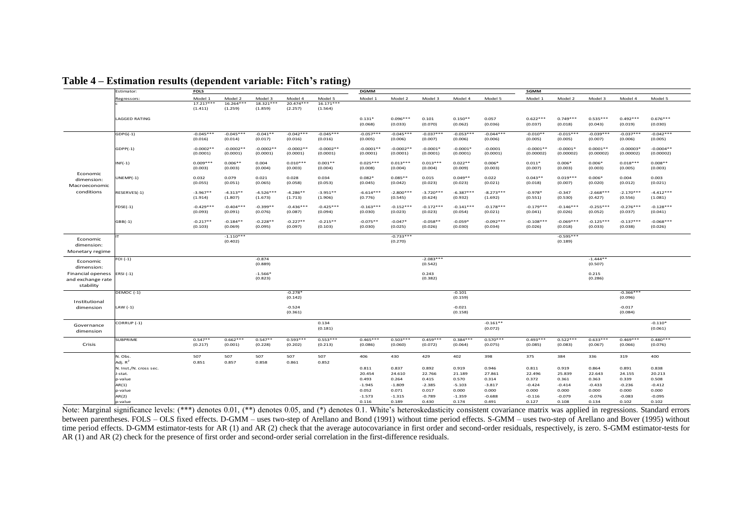## Table 4 – Estimation results (dependent variable: Fitch's rating)

| | Estimator: | FOLS | | | | | DGMM | | | | | SGMM | | | | |
|---|---|---|---|---|---|---|---|---|---|---|---|---|---|---|---|---|
| | Regressors: | Model 1 | Model 2 | Model 3 | Model 4 | Model 5 | Model 1 | Model 2 | Model 3 | Model 4 | Model 5 | Model 1 | Model 2 | Model 3 | Model 4 | Model 5 |
| | c | 17.217*** | 16.264*** | 18.321*** | 20.474*** | 16.171*** | | | | | | | | | | |
| | | (1.411) | (1.259) | (1.859) | (2.257) | (1.564) | | | | | | | | | | |
| | LAGGED RATING | | | | | | 0.131* | 0.096*** | 0.101 | 0.150** | 0.057 | 0.622*** | 0.749*** | 0.535*** | 0.492*** | 0.676*** |
| | | | | | | | (0.068) | (0.033) | (0.070) | (0.062) | (0.036) | (0.037) | (0.018) | (0.043) | (0.019) | (0.030) |
| Economic dimension: Macroeconomic conditions | GDPG(-1) | -0.045*** | -0.045*** | -0.041** | -0.042*** | -0.045*** | -0.057*** | -0.045*** | -0.037*** | -0.053*** | -0.044*** | -0.010** | -0.015*** | -0.039*** | -0.037*** | -0.042*** |
| | | (0.016) | (0.014) | (0.017) | (0.016) | (0.016) | (0.005) | (0.006) | (0.007) | (0.006) | (0.006) | (0.005) | (0.005) | (0.007) | (0.006) | (0.005) |
| | GDPP(-1) | -0.0002** | -0.0002** | -0.0002** | -0.0002** | -0.0002** | -0.0001** | -0.0002** | -0.0001* | -0.0001* | -0.0001 | -0.0001** | -0.0001* | 0.0001** | -0.00003* | -0.0004** |
| | | (0.0001) | (0.0001) | (0.0001) | (0.0001) | (0.0001) | (0.0001) | (0.0001) | (0.0001) | (0.0001) | (0.0001) | (0.00002) | (0.00002) | (0.00002) | (0.00002) | (0.00002) |
| | INF(-1) | 0.009*** | 0.006** | 0.004 | 0.010*** | 0.001** | 0.025*** | 0.013*** | 0.013*** | 0.022** | 0.006* | 0.011* | 0.006* | 0.006* | 0.018*** | 0.008** |
| | | (0.003) | (0.003) | (0.004) | (0.003) | (0.004) | (0.008) | (0.004) | (0.004) | (0.009) | (0.003) | (0.007) | (0.003) | (0.003) | (0.005) | (0.003) |
| | UNEMP(-1) | 0.032 | 0.079 | 0.021 | 0.028 | 0.034 | 0.082* | 0.085** | 0.015 | 0.049** | 0.022 | 0.043** | 0.019*** | 0.006* | 0.004 | 0.003 |
| | | (0.055) | (0.051) | (0.065) | (0.058) | (0.053) | (0.045) | (0.042) | (0.023) | (0.023) | (0.021) | (0.018) | (0.007) | (0.020) | (0.012) | (0.021) |
| | RESERVES(-1) | -3.967** | -4.313** | -4.526*** | -4.286** | -3.951** | -6.614*** | -2.800*** | -3.720*** | -6.387*** | -8.273*** | -0.978* | -0.347 | -2.668*** | -2.170*** | -4.412*** |
| | | (1.914) | (1.807) | (1.673) | (1.713) | (1.906) | (0.776) | (0.545) | (0.624) | (0.932) | (1.692) | (0.551) | (0.530) | (0.427) | (0.556) | (1.081) |
| | FDSE(-1) | -0.429*** | -0.404*** | -0.399** | -0.436*** | -0.425*** | -0.163*** | -0.152*** | -0.172*** | -0.141*** | -0.178*** | -0.179*** | -0.146*** | -0.255*** | -0.276*** | -0.128*** |
| | | (0.093) | (0.091) | (0.076) | (0.087) | (0.094) | (0.030) | (0.023) | (0.023) | (0.054) | (0.021) | (0.041) | (0.026) | (0.052) | (0.037) | (0.041) |
| | GBB(-1) | -0.217** | -0.184** | -0.228** | -0.227** | -0.215** | -0.075** | -0.047* | -0.058** | -0.059* | -0.092*** | -0.108*** | -0.069*** | -0.125*** | -0.137*** | -0.068*** |
| | | (0.103) | (0.069) | (0.095) | (0.097) | (0.103) | (0.030) | (0.025) | (0.026) | (0.030) | (0.034) | (0.026) | (0.018) | (0.033) | (0.038) | (0.026) |
| Economic dimension: Monetary regime | IT | | -1.110*** | | | | | -0.733*** | | | | | -0.595*** | | | |
| | | | (0.402) | | | | | (0.270) | | | | | (0.189) | | | |
| Economic dimension: Financial openess and exchange rate stability | FOI (-1) | | | -0.874 | | | | | -2.083*** | | | | | -1.444** | | |
| | | | | (0.889) | | | | | (0.542) | | | | | (0.507) | | |
| | ERSI (-1) | | | -1.566* | | | | | 0.243 | | | | | 0.215 | | |
| | | | | (0.823) | | | | | (0.382) | | | | | (0.286) | | |
| Institutional dimension | DEMOC (-1) | | | | -0.278* | | | | | -0.101 | | | | | -0.366*** | |
| | | | | | (0.142) | | | | | (0.159) | | | | | (0.096) | |
| | LAW (-1) | | | | -0.524 | | | | | -0.021 | | | | | -0.017 | |
| | | | | | (0.361) | | | | | (0.158) | | | | | (0.084) | |
| Governance dimension | CORRUP (-1) | | | | | 0.134 | | | | | -0.161** | | | | | -0.110* |
| | | | | | | (0.181) | | | | | (0.072) | | | | | (0.061) |
| Crisis | SUBPRIME | 0.547** | 0.662*** | 0.547** | 0.593*** | 0.553*** | 0.465*** | 0.503*** | 0.459*** | 0.384*** | 0.570*** | 0.493*** | 0.522*** | 0.633*** | 0.469*** | 0.480*** |
| | | (0.217) | (0.001) | (0.228) | (0.202) | (0.213) | (0.086) | (0.060) | (0.072) | (0.064) | (0.075) | (0.085) | (0.083) | (0.067) | (0.066) | (0.076) |
| | N. Obs. | 507 | 507 | 507 | 507 | 507 | 406 | 430 | 429 | 402 | 398 | 375 | 384 | 336 | 319 | 400 |
| | Adj. $R^2$ | 0.851 | 0.857 | 0.858 | 0.861 | 0.852 | | | | | | | | | | |
| | N. Inst./N. cross sec. | | | | | | 0.811 | 0.837 | 0.892 | 0.919 | 0.946 | 0.811 | 0.919 | 0.864 | 0.891 | 0.838 |
| | J-stat. | | | | | | 20.454 | 24.610 | 22.766 | 21.189 | 27.861 | 22.496 | 25.839 | 22.643 | 24.155 | 20.213 |
| | p-value | | | | | | 0.493 | 0.264 | 0.415 | 0.570 | 0.314 | 0.372 | 0.361 | 0.363 | 0.339 | 0.508 |
| | AR(1) | | | | | | -1.945 | -1.809 | -2.385 | -5.103 | -3.817 | -0.424 | -0.414 | -0.433 | -0.236 | -0.412 |
| | p-value | | | | | | 0.052 | 0.071 | 0.017 | 0.000 | 0.000 | 0.000 | 0.000 | 0.000 | 0.000 | 0.000 |
| | AR(2) | | | | | | -1.573 | -1.315 | -0.789 | -1.359 | -0.688 | -0.116 | -0.079 | -0.076 | -0.083 | -0.095 |
| | p-value | | | | | | 0.116 | 0.189 | 0.430 | 0.174 | 0.491 | 0.127 | 0.108 | 0.134 | 0.102 | 0.102 |

Note: Marginal significance levels: (***) denotes 0.01, (**) denotes 0.05, and (*) denotes 0.1. White's heteroskedasticity consistent covariance matrix was applied in regressions. Standard errors between parentheses. FOLS – OLS fixed effects. D-GMM – uses two-step of Arellano and Bond (1991) without time period effects. S-GMM – uses two-step of Arellano and Bover (1995) without time period effects. D-GMM estimator-tests for AR (1) and AR (2) check that the average autocovariance in first order and second-order residuals, respectively, is zero. S-GMM estimator-tests for AR (1) and AR (2) check for the presence of first order and second-order serial correlation in the first-difference residuals.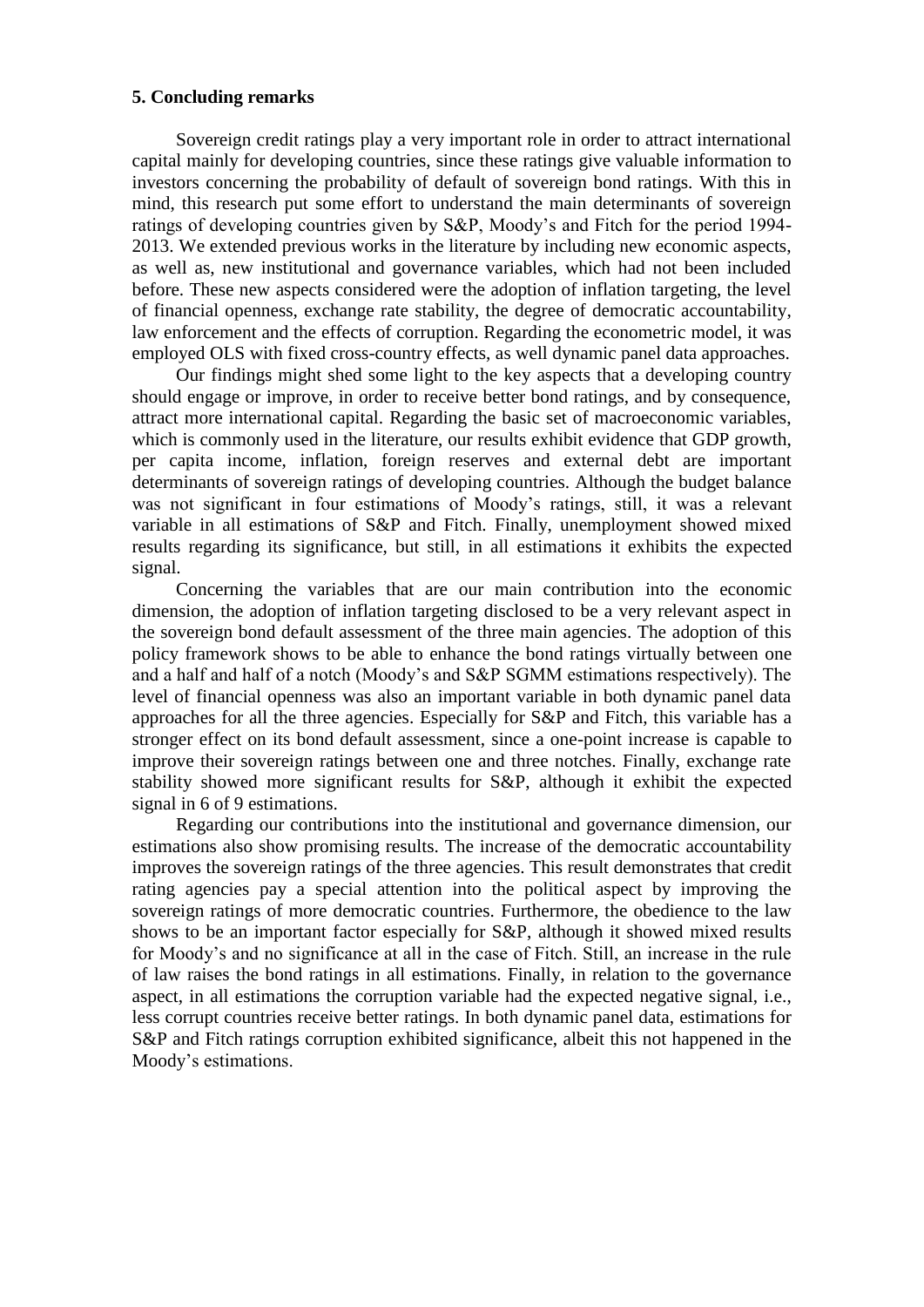## 5. Concluding remarks

Sovereign credit ratings play a very important role in order to attract international capital mainly for developing countries, since these ratings give valuable information to investors concerning the probability of default of sovereign bond ratings. With this in mind, this research put some effort to understand the main determinants of sovereign ratings of developing countries given by S&P, Moody's and Fitch for the period 1994-2013. We extended previous works in the literature by including new economic aspects, as well as, new institutional and governance variables, which had not been included before. These new aspects considered were the adoption of inflation targeting, the level of financial openness, exchange rate stability, the degree of democratic accountability, law enforcement and the effects of corruption. Regarding the econometric model, it was employed OLS with fixed cross-country effects, as well dynamic panel data approaches.

Our findings might shed some light to the key aspects that a developing country should engage or improve, in order to receive better bond ratings, and by consequence, attract more international capital. Regarding the basic set of macroeconomic variables, which is commonly used in the literature, our results exhibit evidence that GDP growth, per capita income, inflation, foreign reserves and external debt are important determinants of sovereign ratings of developing countries. Although the budget balance was not significant in four estimations of Moody's ratings, still, it was a relevant variable in all estimations of S&P and Fitch. Finally, unemployment showed mixed results regarding its significance, but still, in all estimations it exhibits the expected signal.

Concerning the variables that are our main contribution into the economic dimension, the adoption of inflation targeting disclosed to be a very relevant aspect in the sovereign bond default assessment of the three main agencies. The adoption of this policy framework shows to be able to enhance the bond ratings virtually between one and a half and half of a notch (Moody's and S&P SGMM estimations respectively). The level of financial openness was also an important variable in both dynamic panel data approaches for all the three agencies. Especially for S&P and Fitch, this variable has a stronger effect on its bond default assessment, since a one-point increase is capable to improve their sovereign ratings between one and three notches. Finally, exchange rate stability showed more significant results for S&P, although it exhibit the expected signal in 6 of 9 estimations.

Regarding our contributions into the institutional and governance dimension, our estimations also show promising results. The increase of the democratic accountability improves the sovereign ratings of the three agencies. This result demonstrates that credit rating agencies pay a special attention into the political aspect by improving the sovereign ratings of more democratic countries. Furthermore, the obedience to the law shows to be an important factor especially for S&P, although it showed mixed results for Moody's and no significance at all in the case of Fitch. Still, an increase in the rule of law raises the bond ratings in all estimations. Finally, in relation to the governance aspect, in all estimations the corruption variable had the expected negative signal, i.e., less corrupt countries receive better ratings. In both dynamic panel data, estimations for S&P and Fitch ratings corruption exhibited significance, albeit this not happened in the Moody's estimations.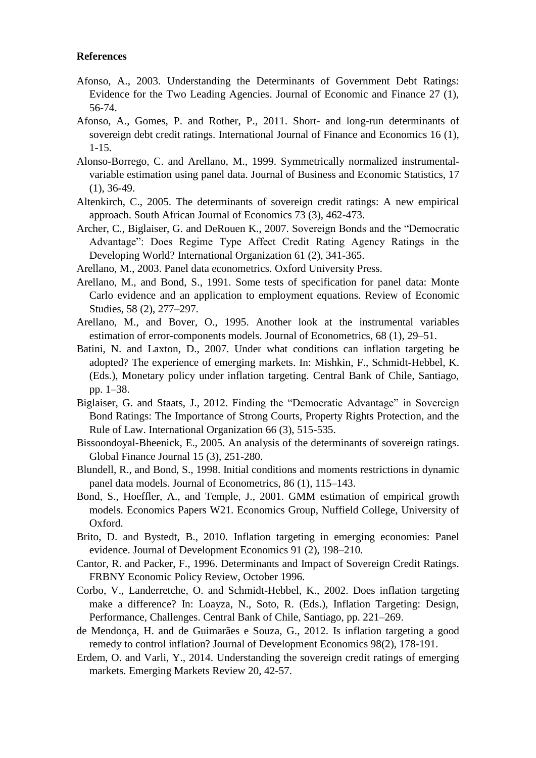**References**

Afonso, A., 2003. Understanding the Determinants of Government Debt Ratings: Evidence for the Two Leading Agencies. Journal of Economic and Finance 27 (1), 56-74.

Afonso, A., Gomes, P. and Rother, P., 2011. Short- and long-run determinants of sovereign debt credit ratings. International Journal of Finance and Economics 16 (1), 1-15.

Alonso-Borrego, C. and Arellano, M., 1999. Symmetrically normalized instrumental-variable estimation using panel data. Journal of Business and Economic Statistics, 17 (1), 36-49.

Altenkirch, C., 2005. The determinants of sovereign credit ratings: A new empirical approach. South African Journal of Economics 73 (3), 462-473.

Archer, C., Biglaiser, G. and DeRouen K., 2007. Sovereign Bonds and the "Democratic Advantage": Does Regime Type Affect Credit Rating Agency Ratings in the Developing World? International Organization 61 (2), 341-365.

Arellano, M., 2003. Panel data econometrics. Oxford University Press.

Arellano, M., and Bond, S., 1991. Some tests of specification for panel data: Monte Carlo evidence and an application to employment equations. Review of Economic Studies, 58 (2), 277–297.

Arellano, M., and Bover, O., 1995. Another look at the instrumental variables estimation of error-components models. Journal of Econometrics, 68 (1), 29–51.

Batini, N. and Laxton, D., 2007. Under what conditions can inflation targeting be adopted? The experience of emerging markets. In: Mishkin, F., Schmidt-Hebbel, K. (Eds.), Monetary policy under inflation targeting. Central Bank of Chile, Santiago, pp. 1–38.

Biglaiser, G. and Staats, J., 2012. Finding the "Democratic Advantage" in Sovereign Bond Ratings: The Importance of Strong Courts, Property Rights Protection, and the Rule of Law. International Organization 66 (3), 515-535.

Bissoondoyal-Bheenick, E., 2005. An analysis of the determinants of sovereign ratings. Global Finance Journal 15 (3), 251-280.

Blundell, R., and Bond, S., 1998. Initial conditions and moments restrictions in dynamic panel data models. Journal of Econometrics, 86 (1), 115–143.

Bond, S., Hoeffler, A., and Temple, J., 2001. GMM estimation of empirical growth models. Economics Papers W21. Economics Group, Nuffield College, University of Oxford.

Brito, D. and Bystedt, B., 2010. Inflation targeting in emerging economies: Panel evidence. Journal of Development Economics 91 (2), 198–210.

Cantor, R. and Packer, F., 1996. Determinants and Impact of Sovereign Credit Ratings. FRBNY Economic Policy Review, October 1996.

Corbo, V., Landerretche, O. and Schmidt-Hebbel, K., 2002. Does inflation targeting make a difference? In: Loayza, N., Soto, R. (Eds.), Inflation Targeting: Design, Performance, Challenges. Central Bank of Chile, Santiago, pp. 221–269.

de Mendonça, H. and de Guimarães e Souza, G., 2012. Is inflation targeting a good remedy to control inflation? Journal of Development Economics 98(2), 178-191.

Erdem, O. and Varli, Y., 2014. Understanding the sovereign credit ratings of emerging markets. Emerging Markets Review 20, 42-57.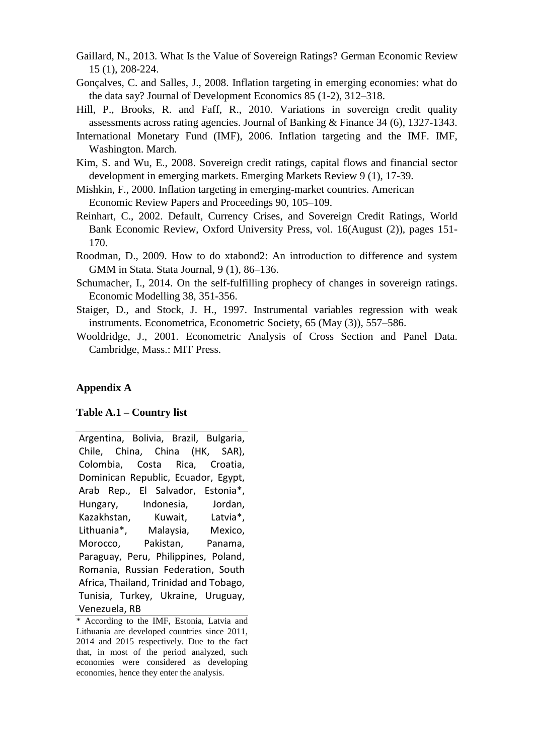Gaillard, N., 2013. What Is the Value of Sovereign Ratings? German Economic Review 15 (1), 208-224.

Gonçalves, C. and Salles, J., 2008. Inflation targeting in emerging economies: what do the data say? Journal of Development Economics 85 (1-2), 312–318.

Hill, P., Brooks, R. and Faff, R., 2010. Variations in sovereign credit quality assessments across rating agencies. Journal of Banking & Finance 34 (6), 1327-1343.

International Monetary Fund (IMF), 2006. Inflation targeting and the IMF. IMF, Washington. March.

Kim, S. and Wu, E., 2008. Sovereign credit ratings, capital flows and financial sector development in emerging markets. Emerging Markets Review 9 (1), 17-39.

Mishkin, F., 2000. Inflation targeting in emerging-market countries. American Economic Review Papers and Proceedings 90, 105–109.

Reinhart, C., 2002. Default, Currency Crises, and Sovereign Credit Ratings, World Bank Economic Review, Oxford University Press, vol. 16(August (2)), pages 151-170.

Roodman, D., 2009. How to do xtabond2: An introduction to difference and system GMM in Stata. Stata Journal, 9 (1), 86–136.

Schumacher, I., 2014. On the self-fulfilling prophecy of changes in sovereign ratings. Economic Modelling 38, 351-356.

Staiger, D., and Stock, J. H., 1997. Instrumental variables regression with weak instruments. Econometrica, Econometric Society, 65 (May (3)), 557–586.

Wooldridge, J., 2001. Econometric Analysis of Cross Section and Panel Data. Cambridge, Mass.: MIT Press.

## Appendix A

**Table A.1 – Country list**

| Argentina, Bolivia, Brazil, Bulgaria, Chile, China, China (HK, SAR), Colombia, Costa Rica, Croatia, Dominican Republic, Ecuador, Egypt, Arab Rep., El Salvador, Estonia*, Hungary, Indonesia, Jordan, Kazakhstan, Kuwait, Latvia*, Lithuania*, Malaysia, Mexico, Morocco, Pakistan, Panama, Paraguay, Peru, Philippines, Poland, Romania, Russian Federation, South Africa, Thailand, Trinidad and Tobago, Tunisia, Turkey, Ukraine, Uruguay, Venezuela, RB |
|---|

* According to the IMF, Estonia, Latvia and Lithuania are developed countries since 2011, 2014 and 2015 respectively. Due to the fact that, in most of the period analyzed, such economies were considered as developing economies, hence they enter the analysis.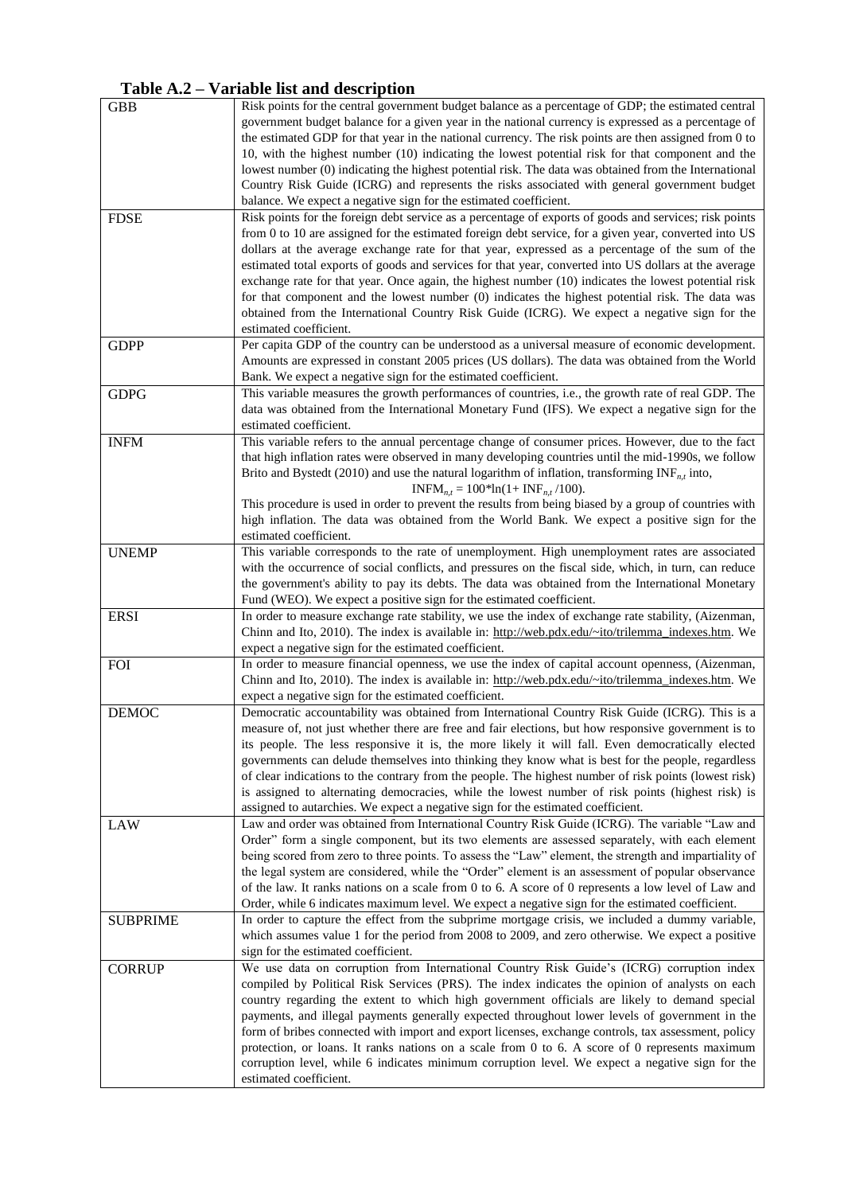## Table A.2 – Variable list and description

| | |
|---|---|
| GBB | Risk points for the central government budget balance as a percentage of GDP; the estimated central government budget balance for a given year in the national currency is expressed as a percentage of the estimated GDP for that year in the national currency. The risk points are then assigned from 0 to 10, with the highest number (10) indicating the lowest potential risk for that component and the lowest number (0) indicating the highest potential risk. The data was obtained from the International Country Risk Guide (ICRG) and represents the risks associated with general government budget balance. We expect a negative sign for the estimated coefficient. |
| FDSE | Risk points for the foreign debt service as a percentage of exports of goods and services; risk points from 0 to 10 are assigned for the estimated foreign debt service, for a given year, converted into US dollars at the average exchange rate for that year, expressed as a percentage of the sum of the estimated total exports of goods and services for that year, converted into US dollars at the average exchange rate for that year. Once again, the highest number (10) indicates the lowest potential risk for that component and the lowest number (0) indicates the highest potential risk. The data was obtained from the International Country Risk Guide (ICRG). We expect a negative sign for the estimated coefficient. |
| GDPP | Per capita GDP of the country can be understood as a universal measure of economic development. Amounts are expressed in constant 2005 prices (US dollars). The data was obtained from the World Bank. We expect a negative sign for the estimated coefficient. |
| GDPG | This variable measures the growth performances of countries, i.e., the growth rate of real GDP. The data was obtained from the International Monetary Fund (IFS). We expect a negative sign for the estimated coefficient. |
| INFM | This variable refers to the annual percentage change of consumer prices. However, due to the fact that high inflation rates were observed in many developing countries until the mid-1990s, we follow Brito and Bystedt (2010) and use the natural logarithm of inflation, transforming $INF_{n,t}$ into, $$INFM_{n,t} = 100*\ln(1+ INF_{n,t}/100).$$ This procedure is used in order to prevent the results from being biased by a group of countries with high inflation. The data was obtained from the World Bank. We expect a positive sign for the estimated coefficient. |
| UNEMP | This variable corresponds to the rate of unemployment. High unemployment rates are associated with the occurrence of social conflicts, and pressures on the fiscal side, which, in turn, can reduce the government's ability to pay its debts. The data was obtained from the International Monetary Fund (WEO). We expect a positive sign for the estimated coefficient. |
| ERSI | In order to measure exchange rate stability, we use the index of exchange rate stability, (Aizenman, Chinn and Ito, 2010). The index is available in: http://web.pdx.edu/~ito/trilemma_indexes.htm. We expect a negative sign for the estimated coefficient. |
| FOI | In order to measure financial openness, we use the index of capital account openness, (Aizenman, Chinn and Ito, 2010). The index is available in: http://web.pdx.edu/~ito/trilemma_indexes.htm. We expect a negative sign for the estimated coefficient. |
| DEMOC | Democratic accountability was obtained from International Country Risk Guide (ICRG). This is a measure of, not just whether there are free and fair elections, but how responsive government is to its people. The less responsive it is, the more likely it will fall. Even democratically elected governments can delude themselves into thinking they know what is best for the people, regardless of clear indications to the contrary from the people. The highest number of risk points (lowest risk) is assigned to alternating democracies, while the lowest number of risk points (highest risk) is assigned to autarchies. We expect a negative sign for the estimated coefficient. |
| LAW | Law and order was obtained from International Country Risk Guide (ICRG). The variable "Law and Order" form a single component, but its two elements are assessed separately, with each element being scored from zero to three points. To assess the "Law" element, the strength and impartiality of the legal system are considered, while the "Order" element is an assessment of popular observance of the law. It ranks nations on a scale from 0 to 6. A score of 0 represents a low level of Law and Order, while 6 indicates maximum level. We expect a negative sign for the estimated coefficient. |
| SUBPRIME | In order to capture the effect from the subprime mortgage crisis, we included a dummy variable, which assumes value 1 for the period from 2008 to 2009, and zero otherwise. We expect a positive sign for the estimated coefficient. |
| CORRUP | We use data on corruption from International Country Risk Guide's (ICRG) corruption index compiled by Political Risk Services (PRS). The index indicates the opinion of analysts on each country regarding the extent to which high government officials are likely to demand special payments, and illegal payments generally expected throughout lower levels of government in the form of bribes connected with import and export licenses, exchange controls, tax assessment, policy protection, or loans. It ranks nations on a scale from 0 to 6. A score of 0 represents maximum corruption level, while 6 indicates minimum corruption level. We expect a negative sign for the estimated coefficient. |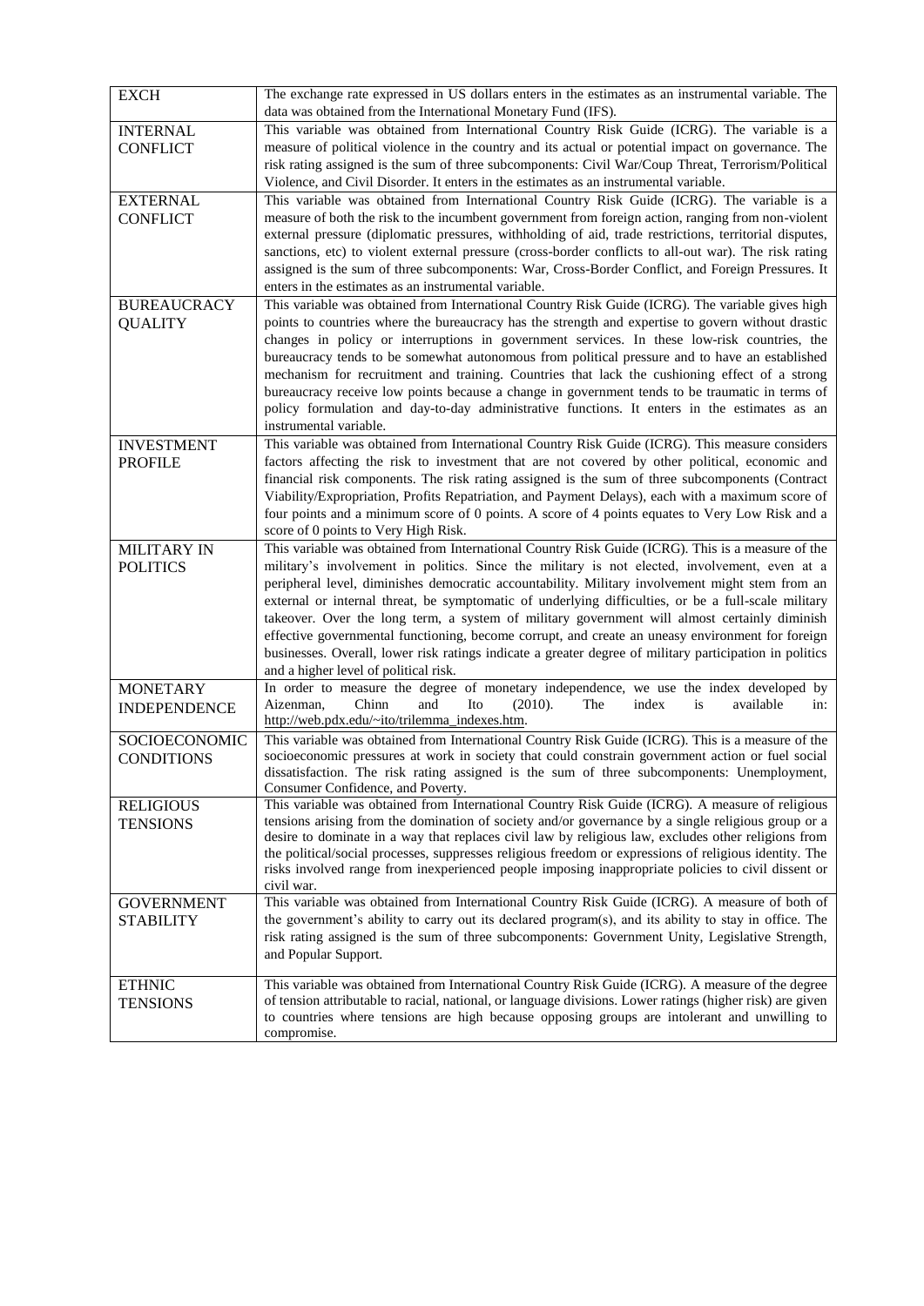| | |
|---|---|
| EXCH | The exchange rate expressed in US dollars enters in the estimates as an instrumental variable. The data was obtained from the International Monetary Fund (IFS). |
| INTERNAL CONFLICT | This variable was obtained from International Country Risk Guide (ICRG). The variable is a measure of political violence in the country and its actual or potential impact on governance. The risk rating assigned is the sum of three subcomponents: Civil War/Coup Threat, Terrorism/Political Violence, and Civil Disorder. It enters in the estimates as an instrumental variable. |
| EXTERNAL CONFLICT | This variable was obtained from International Country Risk Guide (ICRG). The variable is a measure of both the risk to the incumbent government from foreign action, ranging from non-violent external pressure (diplomatic pressures, withholding of aid, trade restrictions, territorial disputes, sanctions, etc) to violent external pressure (cross-border conflicts to all-out war). The risk rating assigned is the sum of three subcomponents: War, Cross-Border Conflict, and Foreign Pressures. It enters in the estimates as an instrumental variable. |
| BUREAUCRACY QUALITY | This variable was obtained from International Country Risk Guide (ICRG). The variable gives high points to countries where the bureaucracy has the strength and expertise to govern without drastic changes in policy or interruptions in government services. In these low-risk countries, the bureaucracy tends to be somewhat autonomous from political pressure and to have an established mechanism for recruitment and training. Countries that lack the cushioning effect of a strong bureaucracy receive low points because a change in government tends to be traumatic in terms of policy formulation and day-to-day administrative functions. It enters in the estimates as an instrumental variable. |
| INVESTMENT PROFILE | This variable was obtained from International Country Risk Guide (ICRG). This measure considers factors affecting the risk to investment that are not covered by other political, economic and financial risk components. The risk rating assigned is the sum of three subcomponents (Contract Viability/Expropriation, Profits Repatriation, and Payment Delays), each with a maximum score of four points and a minimum score of 0 points. A score of 4 points equates to Very Low Risk and a score of 0 points to Very High Risk. |
| MILITARY IN POLITICS | This variable was obtained from International Country Risk Guide (ICRG). This is a measure of the military's involvement in politics. Since the military is not elected, involvement, even at a peripheral level, diminishes democratic accountability. Military involvement might stem from an external or internal threat, be symptomatic of underlying difficulties, or be a full-scale military takeover. Over the long term, a system of military government will almost certainly diminish effective governmental functioning, become corrupt, and create an uneasy environment for foreign businesses. Overall, lower risk ratings indicate a greater degree of military participation in politics and a higher level of political risk. |
| MONETARY INDEPENDENCE | In order to measure the degree of monetary independence, we use the index developed by Aizenman, Chinn and Ito (2010). The index is available in: http://web.pdx.edu/~ito/trilemma_indexes.htm. |
| SOCIOECONOMIC CONDITIONS | This variable was obtained from International Country Risk Guide (ICRG). This is a measure of the socioeconomic pressures at work in society that could constrain government action or fuel social dissatisfaction. The risk rating assigned is the sum of three subcomponents: Unemployment, Consumer Confidence, and Poverty. |
| RELIGIOUS TENSIONS | This variable was obtained from International Country Risk Guide (ICRG). A measure of religious tensions arising from the domination of society and/or governance by a single religious group or a desire to dominate in a way that replaces civil law by religious law, excludes other religions from the political/social processes, suppresses religious freedom or expressions of religious identity. The risks involved range from inexperienced people imposing inappropriate policies to civil dissent or civil war. |
| GOVERNMENT STABILITY | This variable was obtained from International Country Risk Guide (ICRG). A measure of both of the government's ability to carry out its declared program(s), and its ability to stay in office. The risk rating assigned is the sum of three subcomponents: Government Unity, Legislative Strength, and Popular Support. |
| ETHNIC TENSIONS | This variable was obtained from International Country Risk Guide (ICRG). A measure of the degree of tension attributable to racial, national, or language divisions. Lower ratings (higher risk) are given to countries where tensions are high because opposing groups are intolerant and unwilling to compromise. |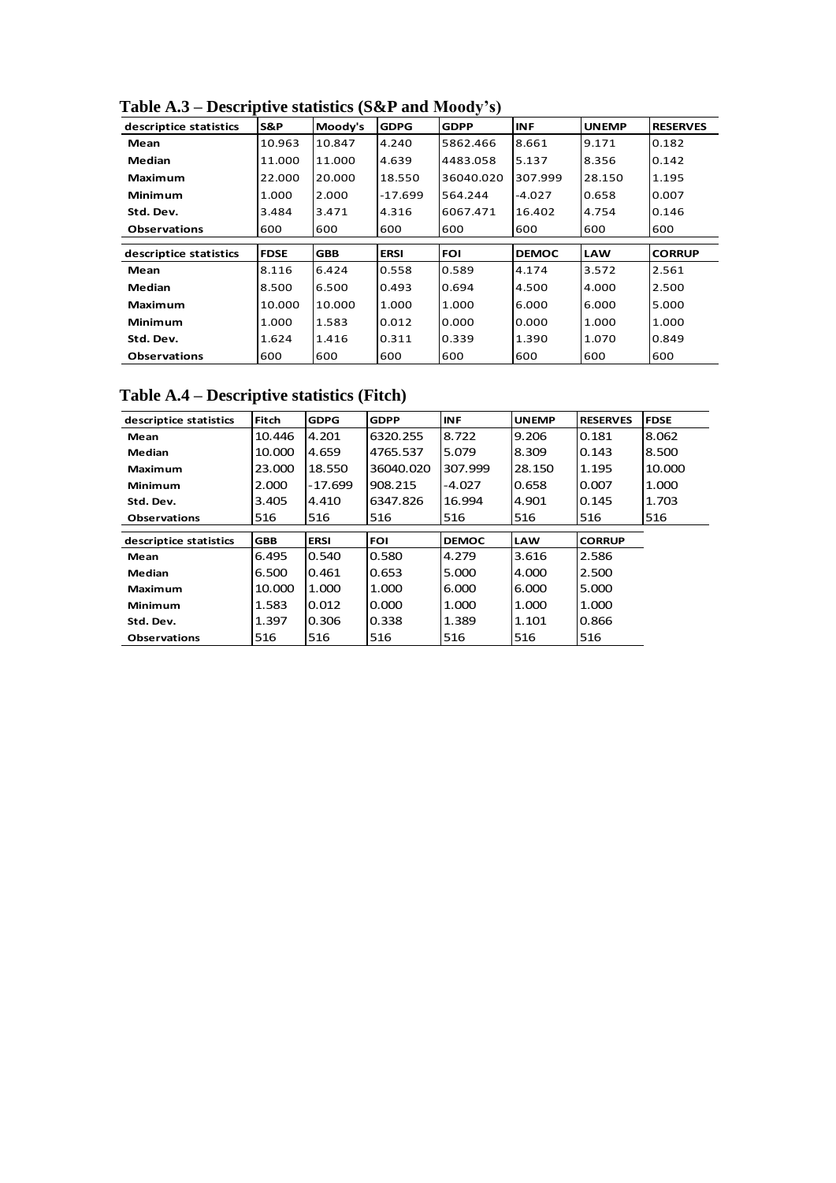## Table A.3 – Descriptive statistics (S&P and Moody's)

| descriptice statistics | S&P | Moody's | GDPG | GDPP | INF | UNEMP | RESERVES |
|---|---|---|---|---|---|---|---|
| Mean | 10.963 | 10.847 | 4.240 | 5862.466 | 8.661 | 9.171 | 0.182 |
| Median | 11.000 | 11.000 | 4.639 | 4483.058 | 5.137 | 8.356 | 0.142 |
| Maximum | 22.000 | 20.000 | 18.550 | 36040.020 | 307.999 | 28.150 | 1.195 |
| Minimum | 1.000 | 2.000 | -17.699 | 564.244 | -4.027 | 0.658 | 0.007 |
| Std. Dev. | 3.484 | 3.471 | 4.316 | 6067.471 | 16.402 | 4.754 | 0.146 |
| Observations | 600 | 600 | 600 | 600 | 600 | 600 | 600 |
| **descriptice statistics** | **FDSE** | **GBB** | **ERSI** | **FOI** | **DEMOC** | **LAW** | **CORRUP** |
| Mean | 8.116 | 6.424 | 0.558 | 0.589 | 4.174 | 3.572 | 2.561 |
| Median | 8.500 | 6.500 | 0.493 | 0.694 | 4.500 | 4.000 | 2.500 |
| Maximum | 10.000 | 10.000 | 1.000 | 1.000 | 6.000 | 6.000 | 5.000 |
| Minimum | 1.000 | 1.583 | 0.012 | 0.000 | 0.000 | 1.000 | 1.000 |
| Std. Dev. | 1.624 | 1.416 | 0.311 | 0.339 | 1.390 | 1.070 | 0.849 |
| Observations | 600 | 600 | 600 | 600 | 600 | 600 | 600 |

## Table A.4 – Descriptive statistics (Fitch)

| descriptice statistics | Fitch | GDPG | GDPP | INF | UNEMP | RESERVES | FDSE |
|---|---|---|---|---|---|---|---|
| Mean | 10.446 | 4.201 | 6320.255 | 8.722 | 9.206 | 0.181 | 8.062 |
| Median | 10.000 | 4.659 | 4765.537 | 5.079 | 8.309 | 0.143 | 8.500 |
| Maximum | 23.000 | 18.550 | 36040.020 | 307.999 | 28.150 | 1.195 | 10.000 |
| Minimum | 2.000 | -17.699 | 908.215 | -4.027 | 0.658 | 0.007 | 1.000 |
| Std. Dev. | 3.405 | 4.410 | 6347.826 | 16.994 | 4.901 | 0.145 | 1.703 |
| Observations | 516 | 516 | 516 | 516 | 516 | 516 | 516 |
| **descriptice statistics** | **GBB** | **ERSI** | **FOI** | **DEMOC** | **LAW** | **CORRUP** | |
| Mean | 6.495 | 0.540 | 0.580 | 4.279 | 3.616 | 2.586 | |
| Median | 6.500 | 0.461 | 0.653 | 5.000 | 4.000 | 2.500 | |
| Maximum | 10.000 | 1.000 | 1.000 | 6.000 | 6.000 | 5.000 | |
| Minimum | 1.583 | 0.012 | 0.000 | 1.000 | 1.000 | 1.000 | |
| Std. Dev. | 1.397 | 0.306 | 0.338 | 1.389 | 1.101 | 0.866 | |
| Observations | 516 | 516 | 516 | 516 | 516 | 516 | |